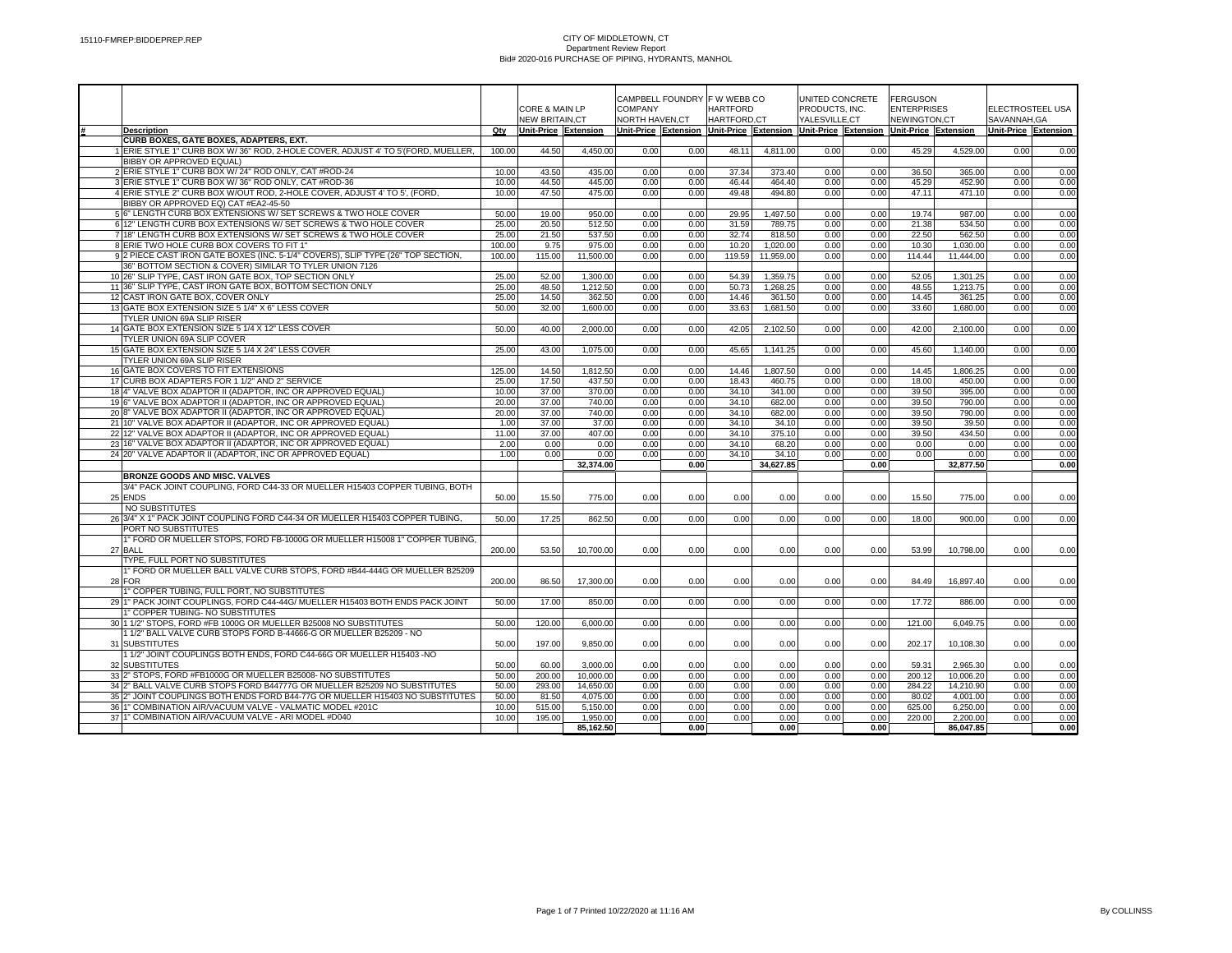15110-FMREP:BIDDEPREP.REP

# CITY OF MIDDLETOWN, CT
## Department Review Report
### Bid# 2020-016 PURCHASE OF PIPING, HYDRANTS, MANHOL

| # | Description | Qty | CORE & MAIN LP NEW BRITAIN,CT | | CAMPBELL FOUNDRY COMPANY NORTH HAVEN,CT | | F W WEBB CO HARTFORD HARTFORD,CT | | UNITED CONCRETE PRODUCTS, INC. YALESVILLE,CT | | FERGUSON ENTERPRISES NEWINGTON,CT | | ELECTROSTEEL USA SAVANNAH,GA | |
|---|---|---|---|---|---|---|---|---|---|---|---|---|---|---|
| | | | Unit-Price | Extension | Unit-Price | Extension | Unit-Price | Extension | Unit-Price | Extension | Unit-Price | Extension | Unit-Price | Extension |
| | **CURB BOXES, GATE BOXES, ADAPTERS, EXT.** | | | | | | | | | | | | | |
| 1 | ERIE STYLE 1" CURB BOX W/ 36" ROD, 2-HOLE COVER, ADJUST 4' TO 5'(FORD, MUELLER, BIBBY OR APPROVED EQUAL) | 100.00 | 44.50 | 4,450.00 | 0.00 | 0.00 | 48.11 | 4,811.00 | 0.00 | 0.00 | 45.29 | 4,529.00 | 0.00 | 0.00 |
| 2 | ERIE STYLE 1" CURB BOX W/ 24" ROD ONLY, CAT #ROD-24 | 10.00 | 43.50 | 435.00 | 0.00 | 0.00 | 37.34 | 373.40 | 0.00 | 0.00 | 36.50 | 365.00 | 0.00 | 0.00 |
| 3 | ERIE STYLE 1" CURB BOX W/ 36" ROD ONLY, CAT #ROD-36 | 10.00 | 44.50 | 445.00 | 0.00 | 0.00 | 46.44 | 464.40 | 0.00 | 0.00 | 45.29 | 452.90 | 0.00 | 0.00 |
| 4 | ERIE STYLE 2" CURB BOX W/OUT ROD, 2-HOLE COVER, ADJUST 4' TO 5', (FORD, BIBBY OR APPROVED EQ) CAT #EA2-45-50 | 10.00 | 47.50 | 475.00 | 0.00 | 0.00 | 49.48 | 494.80 | 0.00 | 0.00 | 47.11 | 471.10 | 0.00 | 0.00 |
| 5 | 6" LENGTH CURB BOX EXTENSIONS W/ SET SCREWS & TWO HOLE COVER | 50.00 | 19.00 | 950.00 | 0.00 | 0.00 | 29.95 | 1,497.50 | 0.00 | 0.00 | 19.74 | 987.00 | 0.00 | 0.00 |
| 6 | 12" LENGTH CURB BOX EXTENSIONS W/ SET SCREWS & TWO HOLE COVER | 25.00 | 20.50 | 512.50 | 0.00 | 0.00 | 31.59 | 789.75 | 0.00 | 0.00 | 21.38 | 534.50 | 0.00 | 0.00 |
| 7 | 18" LENGTH CURB BOX EXTENSIONS W/ SET SCREWS & TWO HOLE COVER | 25.00 | 21.50 | 537.50 | 0.00 | 0.00 | 32.74 | 818.50 | 0.00 | 0.00 | 22.50 | 562.50 | 0.00 | 0.00 |
| 8 | ERIE TWO HOLE CURB BOX COVERS TO FIT 1" | 100.00 | 9.75 | 975.00 | 0.00 | 0.00 | 10.20 | 1,020.00 | 0.00 | 0.00 | 10.30 | 1,030.00 | 0.00 | 0.00 |
| 9 | 2 PIECE CAST IRON GATE BOXES (INC. 5-1/4" COVERS), SLIP TYPE (26" TOP SECTION, 36" BOTTOM SECTION & COVER) SIMILAR TO TYLER UNION 7126 | 100.00 | 115.00 | 11,500.00 | 0.00 | 0.00 | 119.59 | 11,959.00 | 0.00 | 0.00 | 114.44 | 11,444.00 | 0.00 | 0.00 |
| 10 | 26" SLIP TYPE, CAST IRON GATE BOX, TOP SECTION ONLY | 25.00 | 52.00 | 1,300.00 | 0.00 | 0.00 | 54.39 | 1,359.75 | 0.00 | 0.00 | 52.05 | 1,301.25 | 0.00 | 0.00 |
| 11 | 36" SLIP TYPE, CAST IRON GATE BOX, BOTTOM SECTION ONLY | 25.00 | 48.50 | 1,212.50 | 0.00 | 0.00 | 50.73 | 1,268.25 | 0.00 | 0.00 | 48.55 | 1,213.75 | 0.00 | 0.00 |
| 12 | CAST IRON GATE BOX, COVER ONLY | 25.00 | 14.50 | 362.50 | 0.00 | 0.00 | 14.46 | 361.50 | 0.00 | 0.00 | 14.45 | 361.25 | 0.00 | 0.00 |
| 13 | GATE BOX EXTENSION SIZE 5 1/4" X 6" LESS COVER TYLER UNION 69A SLIP RISER | 50.00 | 32.00 | 1,600.00 | 0.00 | 0.00 | 33.63 | 1,681.50 | 0.00 | 0.00 | 33.60 | 1,680.00 | 0.00 | 0.00 |
| 14 | GATE BOX EXTENSION SIZE 5 1/4 X 12" LESS COVER TYLER UNION 69A SLIP COVER | 50.00 | 40.00 | 2,000.00 | 0.00 | 0.00 | 42.05 | 2,102.50 | 0.00 | 0.00 | 42.00 | 2,100.00 | 0.00 | 0.00 |
| 15 | GATE BOX EXTENSION SIZE 5 1/4 X 24" LESS COVER TYLER UNION 69A SLIP RISER | 25.00 | 43.00 | 1,075.00 | 0.00 | 0.00 | 45.65 | 1,141.25 | 0.00 | 0.00 | 45.60 | 1,140.00 | 0.00 | 0.00 |
| 16 | GATE BOX COVERS TO FIT EXTENSIONS | 125.00 | 14.50 | 1,812.50 | 0.00 | 0.00 | 14.46 | 1,807.50 | 0.00 | 0.00 | 14.45 | 1,806.25 | 0.00 | 0.00 |
| 17 | CURB BOX ADAPTERS FOR 1 1/2" AND 2" SERVICE | 25.00 | 17.50 | 437.50 | 0.00 | 0.00 | 18.43 | 460.75 | 0.00 | 0.00 | 18.00 | 450.00 | 0.00 | 0.00 |
| 18 | 4" VALVE BOX ADAPTOR II (ADAPTOR, INC OR APPROVED EQUAL) | 10.00 | 37.00 | 370.00 | 0.00 | 0.00 | 34.10 | 341.00 | 0.00 | 0.00 | 39.50 | 395.00 | 0.00 | 0.00 |
| 19 | 6" VALVE BOX ADAPTOR II (ADAPTOR, INC OR APPROVED EQUAL) | 20.00 | 37.00 | 740.00 | 0.00 | 0.00 | 34.10 | 682.00 | 0.00 | 0.00 | 39.50 | 790.00 | 0.00 | 0.00 |
| 20 | 8" VALVE BOX ADAPTOR II (ADAPTOR, INC OR APPROVED EQUAL) | 20.00 | 37.00 | 740.00 | 0.00 | 0.00 | 34.10 | 682.00 | 0.00 | 0.00 | 39.50 | 790.00 | 0.00 | 0.00 |
| 21 | 10" VALVE BOX ADAPTOR II (ADAPTOR, INC OR APPROVED EQUAL) | 1.00 | 37.00 | 37.00 | 0.00 | 0.00 | 34.10 | 34.10 | 0.00 | 0.00 | 39.50 | 39.50 | 0.00 | 0.00 |
| 22 | 12" VALVE BOX ADAPTOR II (ADAPTOR, INC OR APPROVED EQUAL) | 11.00 | 37.00 | 407.00 | 0.00 | 0.00 | 34.10 | 375.10 | 0.00 | 0.00 | 39.50 | 434.50 | 0.00 | 0.00 |
| 23 | 16" VALVE BOX ADAPTOR II (ADAPTOR, INC OR APPROVED EQUAL) | 2.00 | 0.00 | 0.00 | 0.00 | 0.00 | 34.10 | 68.20 | 0.00 | 0.00 | 0.00 | 0.00 | 0.00 | 0.00 |
| 24 | 20" VALVE ADAPTOR II (ADAPTOR, INC OR APPROVED EQUAL) | 1.00 | 0.00 | 0.00 | 0.00 | 0.00 | 34.10 | 34.10 | 0.00 | 0.00 | 0.00 | 0.00 | 0.00 | 0.00 |
| | | | | 32,374.00 | | 0.00 | | 34,627.85 | | 0.00 | | 32,877.50 | | 0.00 |
| | **BRONZE GOODS AND MISC. VALVES** | | | | | | | | | | | | | |
| 25 | 3/4" PACK JOINT COUPLING, FORD C44-33 OR MUELLER H15403 COPPER TUBING, BOTH ENDS NO SUBSTITUTES | 50.00 | 15.50 | 775.00 | 0.00 | 0.00 | 0.00 | 0.00 | 0.00 | 0.00 | 15.50 | 775.00 | 0.00 | 0.00 |
| 26 | 3/4" X 1" PACK JOINT COUPLING FORD C44-34 OR MUELLER H15403 COPPER TUBING, PORT NO SUBSTITUTES | 50.00 | 17.25 | 862.50 | 0.00 | 0.00 | 0.00 | 0.00 | 0.00 | 0.00 | 18.00 | 900.00 | 0.00 | 0.00 |
| 27 | 1" FORD OR MUELLER STOPS, FORD FB-1000G OR MUELLER H15008 1" COPPER TUBING, BALL TYPE, FULL PORT NO SUBSTITUTES | 200.00 | 53.50 | 10,700.00 | 0.00 | 0.00 | 0.00 | 0.00 | 0.00 | 0.00 | 53.99 | 10,798.00 | 0.00 | 0.00 |
| 28 | 1" FORD OR MUELLER BALL VALVE CURB STOPS, FORD #B44-444G OR MUELLER B25209 FOR 1" COPPER TUBING, FULL PORT, NO SUBSTITUTES | 200.00 | 86.50 | 17,300.00 | 0.00 | 0.00 | 0.00 | 0.00 | 0.00 | 0.00 | 84.49 | 16,897.40 | 0.00 | 0.00 |
| 29 | 1" PACK JOINT COUPLINGS, FORD C44-44G/ MUELLER H15403 BOTH ENDS PACK JOINT 1" COPPER TUBING- NO SUBSTITUTES | 50.00 | 17.00 | 850.00 | 0.00 | 0.00 | 0.00 | 0.00 | 0.00 | 0.00 | 17.72 | 886.00 | 0.00 | 0.00 |
| 30 | 1 1/2" STOPS, FORD #FB 1000G OR MUELLER B25008 NO SUBSTITUTES | 50.00 | 120.00 | 6,000.00 | 0.00 | 0.00 | 0.00 | 0.00 | 0.00 | 0.00 | 121.00 | 6,049.75 | 0.00 | 0.00 |
| 31 | 1 1/2" BALL VALVE CURB STOPS FORD B-44666-G OR MUELLER B25209 - NO SUBSTITUTES | 50.00 | 197.00 | 9,850.00 | 0.00 | 0.00 | 0.00 | 0.00 | 0.00 | 0.00 | 202.17 | 10,108.30 | 0.00 | 0.00 |
| 32 | 1 1/2" JOINT COUPLINGS BOTH ENDS, FORD C44-66G OR MUELLER H15403 -NO SUBSTITUTES | 50.00 | 60.00 | 3,000.00 | 0.00 | 0.00 | 0.00 | 0.00 | 0.00 | 0.00 | 59.31 | 2,965.30 | 0.00 | 0.00 |
| 33 | 2" STOPS, FORD #FB1000G OR MUELLER B25008- NO SUBSTITUTES | 50.00 | 200.00 | 10,000.00 | 0.00 | 0.00 | 0.00 | 0.00 | 0.00 | 0.00 | 200.12 | 10,006.20 | 0.00 | 0.00 |
| 34 | 2" BALL VALVE CURB STOPS FORD B44777G OR MUELLER B25209 NO SUBSTITUTES | 50.00 | 293.00 | 14,650.00 | 0.00 | 0.00 | 0.00 | 0.00 | 0.00 | 0.00 | 284.22 | 14,210.90 | 0.00 | 0.00 |
| 35 | 2" JOINT COUPLINGS BOTH ENDS FORD B44-77G OR MUELLER H15403 NO SUBSTITUTES | 50.00 | 81.50 | 4,075.00 | 0.00 | 0.00 | 0.00 | 0.00 | 0.00 | 0.00 | 80.02 | 4,001.00 | 0.00 | 0.00 |
| 36 | 1" COMBINATION AIR/VACUUM VALVE - VALMATIC MODEL #201C | 10.00 | 515.00 | 5,150.00 | 0.00 | 0.00 | 0.00 | 0.00 | 0.00 | 0.00 | 625.00 | 6,250.00 | 0.00 | 0.00 |
| 37 | 1" COMBINATION AIR/VACUUM VALVE - ARI MODEL #D040 | 10.00 | 195.00 | 1,950.00 | 0.00 | 0.00 | 0.00 | 0.00 | 0.00 | 0.00 | 220.00 | 2,200.00 | 0.00 | 0.00 |
| | | | | 85,162.50 | | 0.00 | | 0.00 | | 0.00 | | 86,047.85 | | 0.00 |

Printed 10/22/2020 at 11:16 AM

By COLLINSS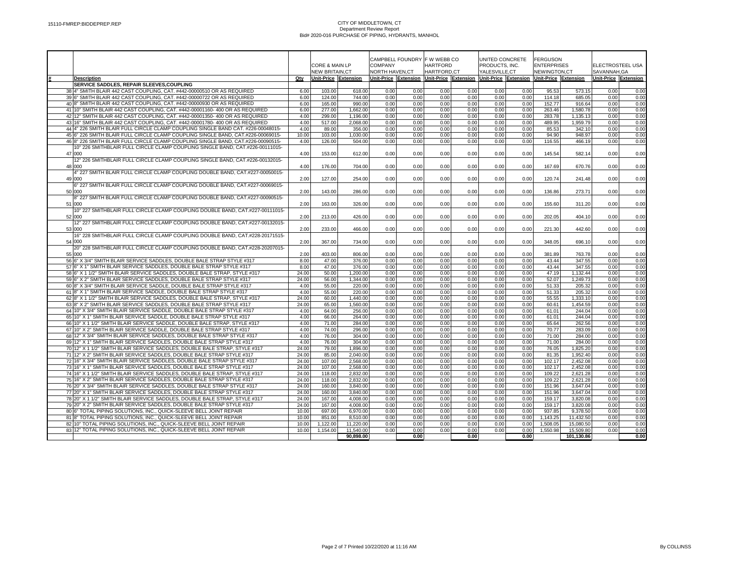CITY OF MIDDLETOWN, CT
Department Review Report
Bid# 2020-016 PURCHASE OF PIPING, HYDRANTS, MANHOL

| # | Description | Qty | CORE & MAIN LP NEW BRITAIN,CT Unit-Price | Extension | CAMPBELL FOUNDRY COMPANY NORTH HAVEN,CT Unit-Price | Extension | F W WEBB CO HARTFORD HARTFORD,CT Unit-Price | Extension | UNITED CONCRETE PRODUCTS, INC. YALESVILLE,CT Unit-Price | Extension | FERGUSON ENTERPRISES NEWINGTON,CT Unit-Price | Extension | ELECTROSTEEL USA SAVANNAH,GA Unit-Price | Extension |
|---|---|---|---|---|---|---|---|---|---|---|---|---|---|---|
| | **SERVICE SADDLES, REPAIR SLEEVES,COUPLING** | | | | | | | | | | | | | |
| 38 | 4" SMITH BLAIR 442 CAST COUPLING, CAT. #442-00000510 OR AS REQUIRED | 6.00 | 103.00 | 618.00 | 0.00 | 0.00 | 0.00 | 0.00 | 0.00 | 0.00 | 95.53 | 573.15 | 0.00 | 0.00 |
| 39 | 6" SMITH BLAIR 442 CAST COUPLING, CAT. #442-00000722 OR AS REQUIRED | 6.00 | 124.00 | 744.00 | 0.00 | 0.00 | 0.00 | 0.00 | 0.00 | 0.00 | 114.18 | 685.05 | 0.00 | 0.00 |
| 40 | 8" SMITH BLAIR 442 CAST COUPLING, CAT. #442-0000930 OR AS REQUIRED | 6.00 | 165.00 | 990.00 | 0.00 | 0.00 | 0.00 | 0.00 | 0.00 | 0.00 | 152.77 | 916.64 | 0.00 | 0.00 |
| 41 | 10" SMITH BLAIR 442 CAST COUPLING, CAT. #442-00001160- 400 OR AS REQUIRED | 6.00 | 277.00 | 1,662.00 | 0.00 | 0.00 | 0.00 | 0.00 | 0.00 | 0.00 | 263.46 | 1,580.78 | 0.00 | 0.00 |
| 42 | 12" SMITH BLAIR 442 CAST COUPLING, CAT. #442-00001350- 400 OR AS REQUIRED | 4.00 | 299.00 | 1,196.00 | 0.00 | 0.00 | 0.00 | 0.00 | 0.00 | 0.00 | 283.78 | 1,135.13 | 0.00 | 0.00 |
| 43 | 16" SMITH BLAIR 442 CAST COUPLING, CAT. #442-00001780- 400 OR AS REQUIRED | 4.00 | 517.00 | 2,068.00 | 0.00 | 0.00 | 0.00 | 0.00 | 0.00 | 0.00 | 489.95 | 1,959.79 | 0.00 | 0.00 |
| 44 | 4" 226 SMITH BLAIR FULL CIRCLE CLAMP COUPLING SINGLE BAND CAT. #226-00048015- | 4.00 | 89.00 | 356.00 | 0.00 | 0.00 | 0.00 | 0.00 | 0.00 | 0.00 | 85.53 | 342.10 | 0.00 | 0.00 |
| 45 | 6" 226 SMITH BLAIR FULL CIRCLE CLAMP COUPLING SINGLE BAND, CAT.#226-00069015- | 10.00 | 103.00 | 1,030.00 | 0.00 | 0.00 | 0.00 | 0.00 | 0.00 | 0.00 | 94.90 | 948.97 | 0.00 | 0.00 |
| 46 | 8" 226 SMITH BLAIR FULL CIRCLE CLAMP COUPLING SINGLE BAND, CAT.#226-00090515- | 4.00 | 126.00 | 504.00 | 0.00 | 0.00 | 0.00 | 0.00 | 0.00 | 0.00 | 116.55 | 466.19 | 0.00 | 0.00 |
| 47 | 10" 226 SMITHBLAIR FULL CIRCLE CLAMP COUPLING SINGLE BAND, CAT.#226-00111015-000 | 4.00 | 153.00 | 612.00 | 0.00 | 0.00 | 0.00 | 0.00 | 0.00 | 0.00 | 145.54 | 582.14 | 0.00 | 0.00 |
| 48 | 12" 226 SMITHBLAIR FULL CIRCLE CLAMP COUPLING SINGLE BAND, CAT.#226-00132015-000 | 4.00 | 176.00 | 704.00 | 0.00 | 0.00 | 0.00 | 0.00 | 0.00 | 0.00 | 167.69 | 670.76 | 0.00 | 0.00 |
| 49 | 4" 227 SMITH BLAIR FULL CIRCLE CLAMP COUPLING DOUBLE BAND, CAT.#227-00050015-000 | 2.00 | 127.00 | 254.00 | 0.00 | 0.00 | 0.00 | 0.00 | 0.00 | 0.00 | 120.74 | 241.48 | 0.00 | 0.00 |
| 50 | 6" 227 SMITH BLAIR FULL CIRCLE CLAMP COUPLING DOUBLE BAND, CAT.#227-00069015-000 | 2.00 | 143.00 | 286.00 | 0.00 | 0.00 | 0.00 | 0.00 | 0.00 | 0.00 | 136.86 | 273.71 | 0.00 | 0.00 |
| 51 | 8" 227 SMITH BLAIR FULL CIRCLE CLAMP COUPLING DOUBLE BAND, CAT.#227-00090515-000 | 2.00 | 163.00 | 326.00 | 0.00 | 0.00 | 0.00 | 0.00 | 0.00 | 0.00 | 155.60 | 311.20 | 0.00 | 0.00 |
| 52 | 10" 227 SMITHBLAIR FULL CIRCLE CLAMP COUPLING DOUBLE BAND, CAT.#227-00111015-000 | 2.00 | 213.00 | 426.00 | 0.00 | 0.00 | 0.00 | 0.00 | 0.00 | 0.00 | 202.05 | 404.10 | 0.00 | 0.00 |
| 53 | 12" 227 SMITHBLAIR FULL CIRCLE CLAMP COUPLING DOUBLE BAND, CAT.#227-00132015-000 | 2.00 | 233.00 | 466.00 | 0.00 | 0.00 | 0.00 | 0.00 | 0.00 | 0.00 | 221.30 | 442.60 | 0.00 | 0.00 |
| 54 | 16" 228 SMITHBLAIR FULL CIRCLE CLAMP COUPLING DOUBLE BAND, CAT.#228-20171515-000 | 2.00 | 367.00 | 734.00 | 0.00 | 0.00 | 0.00 | 0.00 | 0.00 | 0.00 | 348.05 | 696.10 | 0.00 | 0.00 |
| 55 | 20" 228 SMITHBLAIR FULL CIRCLE CLAMP COUPLING DOUBLE BAND, CAT.#228-20207015-000 | 2.00 | 403.00 | 806.00 | 0.00 | 0.00 | 0.00 | 0.00 | 0.00 | 0.00 | 381.89 | 763.78 | 0.00 | 0.00 |
| 56 | 6" X 3/4" SMITH BLAIR SERVICE SADDLES, DOUBLE BALE STRAP STYLE #317 | 8.00 | 47.00 | 376.00 | 0.00 | 0.00 | 0.00 | 0.00 | 0.00 | 0.00 | 43.44 | 347.55 | 0.00 | 0.00 |
| 57 | 6" X 1" SMITH BLAIR SERVICE SADDLES, DOUBLE BALE STRAP STYLE #317 | 8.00 | 47.00 | 376.00 | 0.00 | 0.00 | 0.00 | 0.00 | 0.00 | 0.00 | 43.44 | 347.55 | 0.00 | 0.00 |
| 58 | 6" X 1 1/2" SMITH BLAIR SERVICE SADDLES, DOUBLE BALE STRAP, STYLE #317 | 24.00 | 50.00 | 1,200.00 | 0.00 | 0.00 | 0.00 | 0.00 | 0.00 | 0.00 | 47.19 | 1,132.44 | 0.00 | 0.00 |
| 59 | 6" X 2" SMITH BLAIR SERVICE SADDLES, DOUBLE BALE STRAP STYLE #317 | 24.00 | 56.00 | 1,344.00 | 0.00 | 0.00 | 0.00 | 0.00 | 0.00 | 0.00 | 52.07 | 1,249.73 | 0.00 | 0.00 |
| 60 | 8" X 3/4" SMITH BLAIR SERVICE SADDLE, DOUBLE BALE STRAP STYLE #317 | 4.00 | 55.00 | 220.00 | 0.00 | 0.00 | 0.00 | 0.00 | 0.00 | 0.00 | 51.33 | 205.32 | 0.00 | 0.00 |
| 61 | 8" X 1" SMITH BLAIR SERVICE SADDLE, DOUBLE BALE STRAP STYLE #317 | 4.00 | 55.00 | 220.00 | 0.00 | 0.00 | 0.00 | 0.00 | 0.00 | 0.00 | 51.33 | 205.32 | 0.00 | 0.00 |
| 62 | 8" X 1 1/2" SMITH BLAIR SERVICE SADDLES, DOUBLE BALE STRAP, STYLE #317 | 24.00 | 60.00 | 1,440.00 | 0.00 | 0.00 | 0.00 | 0.00 | 0.00 | 0.00 | 55.55 | 1,333.10 | 0.00 | 0.00 |
| 63 | 8" X 2" SMITH BLAIR SERVICE SADDLES, DOUBLE BALE STRAP STYLE #317 | 24.00 | 65.00 | 1,560.00 | 0.00 | 0.00 | 0.00 | 0.00 | 0.00 | 0.00 | 60.61 | 1,454.59 | 0.00 | 0.00 |
| 64 | 10" X 3/4" SMITH BLAIR SERVICE SADDLE, DOUBLE BALE STRAP STYLE #317 | 4.00 | 64.00 | 256.00 | 0.00 | 0.00 | 0.00 | 0.00 | 0.00 | 0.00 | 61.01 | 244.04 | 0.00 | 0.00 |
| 65 | 10" X 1" SMITH BLAIR SERVICE SADDLE, DOUBLE BALE STRAP STYLE #317 | 4.00 | 66.00 | 264.00 | 0.00 | 0.00 | 0.00 | 0.00 | 0.00 | 0.00 | 61.01 | 244.04 | 0.00 | 0.00 |
| 66 | 10" X 1 1/2" SMITH BLAIR SERVICE SADDLE, DOUBLE BALE STRAP, STYLE #317 | 4.00 | 71.00 | 284.00 | 0.00 | 0.00 | 0.00 | 0.00 | 0.00 | 0.00 | 65.64 | 262.56 | 0.00 | 0.00 |
| 67 | 10" X 2" SMITH BLAIR SERVICE SADDLE, DOUBLE BALE STRAP STYLE #317 | 4.00 | 74.00 | 296.00 | 0.00 | 0.00 | 0.00 | 0.00 | 0.00 | 0.00 | 70.77 | 283.09 | 0.00 | 0.00 |
| 68 | 12" X 3/4" SMITH BLAIR SERVICE SADDLES, DOUBLE BALE STRAP STYLE #317 | 4.00 | 76.00 | 304.00 | 0.00 | 0.00 | 0.00 | 0.00 | 0.00 | 0.00 | 71.00 | 284.00 | 0.00 | 0.00 |
| 69 | 12" X 1" SMITH BLAIR SERVICE SADDLES, DOUBLE BALE STRAP STYLE #317 | 4.00 | 76.00 | 304.00 | 0.00 | 0.00 | 0.00 | 0.00 | 0.00 | 0.00 | 71.00 | 284.00 | 0.00 | 0.00 |
| 70 | 12" X 1 1/2" SMITH BLAIR SERVICE SADDLES, DOUBLE BALE STRAP, STYLE #317 | 24.00 | 79.00 | 1,896.00 | 0.00 | 0.00 | 0.00 | 0.00 | 0.00 | 0.00 | 76.05 | 1,825.20 | 0.00 | 0.00 |
| 71 | 12" X 2" SMITH BLAIR SERVICE SADDLES, DOUBLE BALE STRAP STYLE #317 | 24.00 | 85.00 | 2,040.00 | 0.00 | 0.00 | 0.00 | 0.00 | 0.00 | 0.00 | 81.35 | 1,952.40 | 0.00 | 0.00 |
| 72 | 16" X 3/4" SMITH BLAIR SERVICE SADDLES, DOUBLE BALE STRAP STYLE #317 | 24.00 | 107.00 | 2,568.00 | 0.00 | 0.00 | 0.00 | 0.00 | 0.00 | 0.00 | 102.17 | 2,452.08 | 0.00 | 0.00 |
| 73 | 16" X 1" SMITH BLAIR SERVICE SADDLES, DOUBLE BALE STRAP STYLE #317 | 24.00 | 107.00 | 2,568.00 | 0.00 | 0.00 | 0.00 | 0.00 | 0.00 | 0.00 | 102.17 | 2,452.08 | 0.00 | 0.00 |
| 74 | 16" X 1 1/2" SMITH BLAIR SERVICE SADDLES, DOUBLE BALE STRAP, STYLE #317 | 24.00 | 118.00 | 2,832.00 | 0.00 | 0.00 | 0.00 | 0.00 | 0.00 | 0.00 | 109.22 | 2,621.28 | 0.00 | 0.00 |
| 75 | 16" X 2" SMITH BLAIR SERVICE SADDLES, DOUBLE BALE STRAP STYLE #317 | 24.00 | 118.00 | 2,832.00 | 0.00 | 0.00 | 0.00 | 0.00 | 0.00 | 0.00 | 109.22 | 2,621.28 | 0.00 | 0.00 |
| 76 | 20" X 3/4" SMITH BLAIR SERVICE SADDLES, DOUBLE BALE STRAP STYLE #317 | 24.00 | 160.00 | 3,840.00 | 0.00 | 0.00 | 0.00 | 0.00 | 0.00 | 0.00 | 151.96 | 3,647.04 | 0.00 | 0.00 |
| 77 | 20" X 1" SMITH BLAIR SERVICE SADDLES, DOUBLE BALE STRAP STYLE #317 | 24.00 | 160.00 | 3,840.00 | 0.00 | 0.00 | 0.00 | 0.00 | 0.00 | 0.00 | 151.96 | 3,647.04 | 0.00 | 0.00 |
| 78 | 20" X 1 1/2" SMITH BLAIR SERVICE SADDLES, DOUBLE BALE STRAP, STYLE #317 | 24.00 | 167.00 | 4,008.00 | 0.00 | 0.00 | 0.00 | 0.00 | 0.00 | 0.00 | 159.17 | 3,820.08 | 0.00 | 0.00 |
| 79 | 20" X 2" SMITH BLAIR SERVICE SADDLES, DOUBLE BALE STRAP STYLE #317 | 24.00 | 167.00 | 4,008.00 | 0.00 | 0.00 | 0.00 | 0.00 | 0.00 | 0.00 | 159.17 | 3,820.08 | 0.00 | 0.00 |
| 80 | 6" TOTAL PIPING SOLUTIONS, INC., QUICK-SLEEVE BELL JOINT REPAIR | 10.00 | 697.00 | 6,970.00 | 0.00 | 0.00 | 0.00 | 0.00 | 0.00 | 0.00 | 937.85 | 9,378.50 | 0.00 | 0.00 |
| 81 | 8" TOTAL PIPING SOLUTIONS, INC., QUICK-SLEEVE BELL JOINT REPAIR | 10.00 | 851.00 | 8,510.00 | 0.00 | 0.00 | 0.00 | 0.00 | 0.00 | 0.00 | 1,143.25 | 11,432.50 | 0.00 | 0.00 |
| 82 | 10" TOTAL PIPING SOLUTIONS, INC., QUICK-SLEEVE BELL JOINT REPAIR | 10.00 | 1,122.00 | 11,220.00 | 0.00 | 0.00 | 0.00 | 0.00 | 0.00 | 0.00 | 1,508.05 | 15,080.50 | 0.00 | 0.00 |
| 83 | 12" TOTAL PIPING SOLUTIONS, INC., QUICK-SLEEVE BELL JOINT REPAIR | 10.00 | 1,154.00 | 11,540.00 | 0.00 | 0.00 | 0.00 | 0.00 | 0.00 | 0.00 | 1,550.98 | 15,509.80 | 0.00 | 0.00 |
| | | | | **90,898.00** | | **0.00** | | **0.00** | | **0.00** | | **101,130.86** | | **0.00** |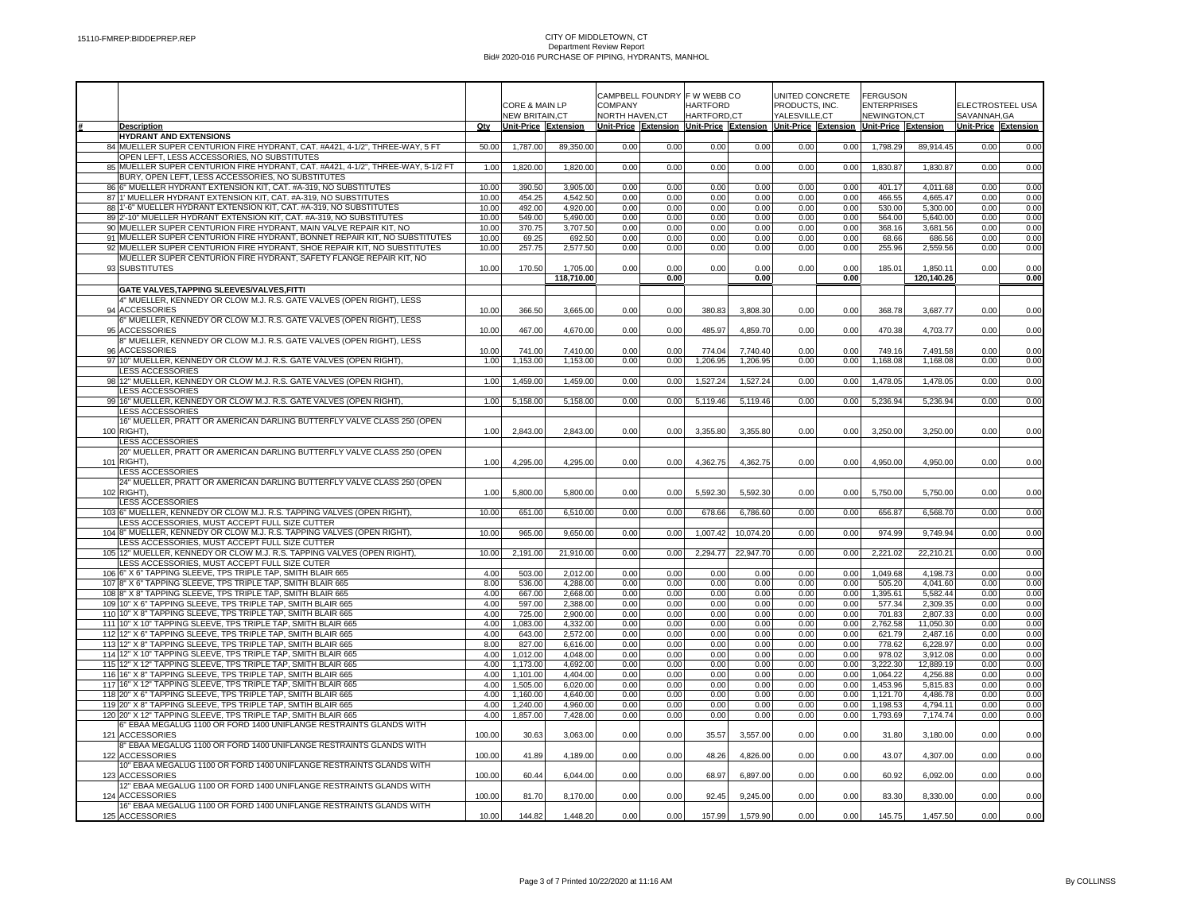CITY OF MIDDLETOWN, CT
Department Review Report
Bid# 2020-016 PURCHASE OF PIPING, HYDRANTS, MANHOL

| # | Description | Qty | CORE & MAIN LP NEW BRITAIN,CT Unit-Price | Extension | CAMPBELL FOUNDRY COMPANY NORTH HAVEN,CT Unit-Price | Extension | F W WEBB CO HARTFORD HARTFORD,CT Unit-Price | Extension | UNITED CONCRETE PRODUCTS, INC. YALESVILLE,CT Unit-Price | Extension | FERGUSON ENTERPRISES NEWINGTON,CT Unit-Price | Extension | ELECTROSTEEL USA SAVANNAH,GA Unit-Price | Extension |
|---|---|---|---|---|---|---|---|---|---|---|---|---|---|---|
| | **HYDRANT AND EXTENSIONS** | | | | | | | | | | | | | |
| 84 | MUELLER SUPER CENTURION FIRE HYDRANT, CAT. #A421, 4-1/2", THREE-WAY, 5 FT OPEN LEFT, LESS ACCESSORIES, NO SUBSTITUTES | 50.00 | 1,787.00 | 89,350.00 | 0.00 | 0.00 | 0.00 | 0.00 | 0.00 | 0.00 | 1,798.29 | 89,914.45 | 0.00 | 0.00 |
| 85 | MUELLER SUPER CENTURION FIRE HYDRANT, CAT. #A421, 4-1/2", THREE-WAY, 5-1/2 FT BURY, OPEN LEFT, LESS ACCESSORIES, NO SUBSTITUTES | 1.00 | 1,820.00 | 1,820.00 | 0.00 | 0.00 | 0.00 | 0.00 | 0.00 | 0.00 | 1,830.87 | 1,830.87 | 0.00 | 0.00 |
| 86 | 6" MUELLER HYDRANT EXTENSION KIT, CAT. #A-319, NO SUBSTITUTES | 10.00 | 390.50 | 3,905.00 | 0.00 | 0.00 | 0.00 | 0.00 | 0.00 | 0.00 | 401.17 | 4,011.68 | 0.00 | 0.00 |
| 87 | 1' MUELLER HYDRANT EXTENSION KIT, CAT. #A-319, NO SUBSTITUTES | 10.00 | 454.25 | 4,542.50 | 0.00 | 0.00 | 0.00 | 0.00 | 0.00 | 0.00 | 466.55 | 4,665.47 | 0.00 | 0.00 |
| 88 | 1'-6" MUELLER HYDRANT EXTENSION KIT, CAT. #A-319, NO SUBSTITUTES | 10.00 | 492.00 | 4,920.00 | 0.00 | 0.00 | 0.00 | 0.00 | 0.00 | 0.00 | 530.00 | 5,300.00 | 0.00 | 0.00 |
| 89 | 2'-10" MUELLER HYDRANT EXTENSION KIT, CAT. #A-319, NO SUBSTITUTES | 10.00 | 549.00 | 5,490.00 | 0.00 | 0.00 | 0.00 | 0.00 | 0.00 | 0.00 | 564.00 | 5,640.00 | 0.00 | 0.00 |
| 90 | MUELLER SUPER CENTURION FIRE HYDRANT, MAIN VALVE REPAIR KIT, NO | 10.00 | 370.75 | 3,707.50 | 0.00 | 0.00 | 0.00 | 0.00 | 0.00 | 0.00 | 368.16 | 3,681.56 | 0.00 | 0.00 |
| 91 | MUELLER SUPER CENTURION FIRE HYDRANT, BONNET REPAIR KIT, NO SUBSTITUTES | 10.00 | 69.25 | 692.50 | 0.00 | 0.00 | 0.00 | 0.00 | 0.00 | 0.00 | 68.66 | 686.56 | 0.00 | 0.00 |
| 92 | MUELLER SUPER CENTURION FIRE HYDRANT, SHOE REPAIR KIT, NO SUBSTITUTES | 10.00 | 257.75 | 2,577.50 | 0.00 | 0.00 | 0.00 | 0.00 | 0.00 | 0.00 | 255.96 | 2,559.56 | 0.00 | 0.00 |
| 93 | MUELLER SUPER CENTURION FIRE HYDRANT, SAFETY FLANGE REPAIR KIT, NO SUBSTITUTES | 10.00 | 170.50 | 1,705.00 | 0.00 | 0.00 | 0.00 | 0.00 | 0.00 | 0.00 | 185.01 | 1,850.11 | 0.00 | 0.00 |
| | | | | 118,710.00 | | 0.00 | | 0.00 | | 0.00 | | 120,140.26 | | 0.00 |
| | **GATE VALVES,TAPPING SLEEVES/VALVES,FITTI** | | | | | | | | | | | | | |
| 94 | 4" MUELLER, KENNEDY OR CLOW M.J. R.S. GATE VALVES (OPEN RIGHT), LESS ACCESSORIES | 10.00 | 366.50 | 3,665.00 | 0.00 | 0.00 | 380.83 | 3,808.30 | 0.00 | 0.00 | 368.78 | 3,687.77 | 0.00 | 0.00 |
| 95 | 6" MUELLER, KENNEDY OR CLOW M.J. R.S. GATE VALVES (OPEN RIGHT), LESS ACCESSORIES | 10.00 | 467.00 | 4,670.00 | 0.00 | 0.00 | 485.97 | 4,859.70 | 0.00 | 0.00 | 470.38 | 4,703.77 | 0.00 | 0.00 |
| 96 | 8" MUELLER, KENNEDY OR CLOW M.J. R.S. GATE VALVES (OPEN RIGHT), LESS ACCESSORIES | 10.00 | 741.00 | 7,410.00 | 0.00 | 0.00 | 774.04 | 7,740.40 | 0.00 | 0.00 | 749.16 | 7,491.58 | 0.00 | 0.00 |
| 97 | 10" MUELLER, KENNEDY OR CLOW M.J. R.S. GATE VALVES (OPEN RIGHT), LESS ACCESSORIES | 1.00 | 1,153.00 | 1,153.00 | 0.00 | 0.00 | 1,206.95 | 1,206.95 | 0.00 | 0.00 | 1,168.08 | 1,168.08 | 0.00 | 0.00 |
| 98 | 12" MUELLER, KENNEDY OR CLOW M.J. R.S. GATE VALVES (OPEN RIGHT), LESS ACCESSORIES | 1.00 | 1,459.00 | 1,459.00 | 0.00 | 0.00 | 1,527.24 | 1,527.24 | 0.00 | 0.00 | 1,478.05 | 1,478.05 | 0.00 | 0.00 |
| 99 | 16" MUELLER, KENNEDY OR CLOW M.J. R.S. GATE VALVES (OPEN RIGHT), LESS ACCESSORIES | 1.00 | 5,158.00 | 5,158.00 | 0.00 | 0.00 | 5,119.46 | 5,119.46 | 0.00 | 0.00 | 5,236.94 | 5,236.94 | 0.00 | 0.00 |
| 100 | 16" MUELLER, PRATT OR AMERICAN DARLING BUTTERFLY VALVE CLASS 250 (OPEN RIGHT), LESS ACCESSORIES | 1.00 | 2,843.00 | 2,843.00 | 0.00 | 0.00 | 3,355.80 | 3,355.80 | 0.00 | 0.00 | 3,250.00 | 3,250.00 | 0.00 | 0.00 |
| 101 | 20" MUELLER, PRATT OR AMERICAN DARLING BUTTERFLY VALVE CLASS 250 (OPEN RIGHT), LESS ACCESSORIES | 1.00 | 4,295.00 | 4,295.00 | 0.00 | 0.00 | 4,362.75 | 4,362.75 | 0.00 | 0.00 | 4,950.00 | 4,950.00 | 0.00 | 0.00 |
| 102 | 24" MUELLER, PRATT OR AMERICAN DARLING BUTTERFLY VALVE CLASS 250 (OPEN RIGHT), LESS ACCESSORIES | 1.00 | 5,800.00 | 5,800.00 | 0.00 | 0.00 | 5,592.30 | 5,592.30 | 0.00 | 0.00 | 5,750.00 | 5,750.00 | 0.00 | 0.00 |
| 103 | 6" MUELLER, KENNEDY OR CLOW M.J. R.S. TAPPING VALVES (OPEN RIGHT), LESS ACCESSORIES, MUST ACCEPT FULL SIZE CUTTER | 10.00 | 651.00 | 6,510.00 | 0.00 | 0.00 | 678.66 | 6,786.60 | 0.00 | 0.00 | 656.87 | 6,568.70 | 0.00 | 0.00 |
| 104 | 8" MUELLER, KENNEDY OR CLOW M.J. R.S. TAPPING VALVES (OPEN RIGHT), LESS ACCESSORIES, MUST ACCEPT FULL SIZE CUTTER | 10.00 | 965.00 | 9,650.00 | 0.00 | 0.00 | 1,007.42 | 10,074.20 | 0.00 | 0.00 | 974.99 | 9,749.94 | 0.00 | 0.00 |
| 105 | 12" MUELLER, KENNEDY OR CLOW M.J. R.S. TAPPING VALVES (OPEN RIGHT), LESS ACCESSORIES, MUST ACCEPT FULL SIZE CUTER | 10.00 | 2,191.00 | 21,910.00 | 0.00 | 0.00 | 2,294.77 | 22,947.70 | 0.00 | 0.00 | 2,221.02 | 22,210.21 | 0.00 | 0.00 |
| 106 | 6" X 6" TAPPING SLEEVE, TPS TRIPLE TAP, SMITH BLAIR 665 | 4.00 | 503.00 | 2,012.00 | 0.00 | 0.00 | 0.00 | 0.00 | 0.00 | 0.00 | 1,049.68 | 4,198.73 | 0.00 | 0.00 |
| 107 | 8" X 6" TAPPING SLEEVE, TPS TRIPLE TAP, SMITH BLAIR 665 | 8.00 | 536.00 | 4,288.00 | 0.00 | 0.00 | 0.00 | 0.00 | 0.00 | 0.00 | 505.20 | 4,041.60 | 0.00 | 0.00 |
| 108 | 8" X 8" TAPPING SLEEVE, TPS TRIPLE TAP, SMITH BLAIR 665 | 4.00 | 667.00 | 2,668.00 | 0.00 | 0.00 | 0.00 | 0.00 | 0.00 | 0.00 | 1,395.61 | 5,582.44 | 0.00 | 0.00 |
| 109 | 10" X 6" TAPPING SLEEVE, TPS TRIPLE TAP, SMITH BLAIR 665 | 4.00 | 597.00 | 2,388.00 | 0.00 | 0.00 | 0.00 | 0.00 | 0.00 | 0.00 | 577.34 | 2,309.35 | 0.00 | 0.00 |
| 110 | 10" X 8" TAPPING SLEEVE, TPS TRIPLE TAP, SMITH BLAIR 665 | 4.00 | 725.00 | 2,900.00 | 0.00 | 0.00 | 0.00 | 0.00 | 0.00 | 0.00 | 701.83 | 2,807.33 | 0.00 | 0.00 |
| 111 | 10" X 10" TAPPING SLEEVE, TPS TRIPLE TAP, SMITH BLAIR 665 | 4.00 | 1,083.00 | 4,332.00 | 0.00 | 0.00 | 0.00 | 0.00 | 0.00 | 0.00 | 2,762.58 | 11,050.30 | 0.00 | 0.00 |
| 112 | 12" X 6" TAPPING SLEEVE, TPS TRIPLE TAP, SMITH BLAIR 665 | 4.00 | 643.00 | 2,572.00 | 0.00 | 0.00 | 0.00 | 0.00 | 0.00 | 0.00 | 621.79 | 2,487.16 | 0.00 | 0.00 |
| 113 | 12" X 8" TAPPING SLEEVE, TPS TRIPLE TAP, SMITH BLAIR 665 | 8.00 | 827.00 | 6,616.00 | 0.00 | 0.00 | 0.00 | 0.00 | 0.00 | 0.00 | 778.62 | 6,228.97 | 0.00 | 0.00 |
| 114 | 12" X 10" TAPPING SLEEVE, TPS TRIPLE TAP, SMITH BLAIR 665 | 4.00 | 1,012.00 | 4,048.00 | 0.00 | 0.00 | 0.00 | 0.00 | 0.00 | 0.00 | 978.02 | 3,912.08 | 0.00 | 0.00 |
| 115 | 12" X 12" TAPPING SLEEVE, TPS TRIPLE TAP, SMITH BLAIR 665 | 4.00 | 1,173.00 | 4,692.00 | 0.00 | 0.00 | 0.00 | 0.00 | 0.00 | 0.00 | 3,222.30 | 12,889.19 | 0.00 | 0.00 |
| 116 | 16" X 8" TAPPING SLEEVE, TPS TRIPLE TAP, SMITH BLAIR 665 | 4.00 | 1,101.00 | 4,404.00 | 0.00 | 0.00 | 0.00 | 0.00 | 0.00 | 0.00 | 1,064.22 | 4,256.88 | 0.00 | 0.00 |
| 117 | 16" X 12" TAPPING SLEEVE, TPS TRIPLE TAP, SMITH BLAIR 665 | 4.00 | 1,505.00 | 6,020.00 | 0.00 | 0.00 | 0.00 | 0.00 | 0.00 | 0.00 | 1,453.96 | 5,815.83 | 0.00 | 0.00 |
| 118 | 20" X 6" TAPPING SLEEVE, TPS TRIPLE TAP, SMITH BLAIR 665 | 4.00 | 1,160.00 | 4,640.00 | 0.00 | 0.00 | 0.00 | 0.00 | 0.00 | 0.00 | 1,121.70 | 4,486.78 | 0.00 | 0.00 |
| 119 | 20" X 8" TAPPING SLEEVE, TPS TRIPLE TAP, SMTIH BLAIR 665 | 4.00 | 1,240.00 | 4,960.00 | 0.00 | 0.00 | 0.00 | 0.00 | 0.00 | 0.00 | 1,198.53 | 4,794.11 | 0.00 | 0.00 |
| 120 | 20" X 12" TAPPING SLEEVE, TPS TRIPLE TAP, SMITH BLAIR 665 | 4.00 | 1,857.00 | 7,428.00 | 0.00 | 0.00 | 0.00 | 0.00 | 0.00 | 0.00 | 1,793.69 | 7,174.74 | 0.00 | 0.00 |
| 121 | 6" EBAA MEGALUG 1100 OR FORD 1400 UNIFLANGE RESTRAINTS GLANDS WITH ACCESSORIES | 100.00 | 30.63 | 3,063.00 | 0.00 | 0.00 | 35.57 | 3,557.00 | 0.00 | 0.00 | 31.80 | 3,180.00 | 0.00 | 0.00 |
| 122 | 8" EBAA MEGALUG 1100 OR FORD 1400 UNIFLANGE RESTRAINTS GLANDS WITH ACCESSORIES | 100.00 | 41.89 | 4,189.00 | 0.00 | 0.00 | 48.26 | 4,826.00 | 0.00 | 0.00 | 43.07 | 4,307.00 | 0.00 | 0.00 |
| 123 | 10" EBAA MEGALUG 1100 OR FORD 1400 UNIFLANGE RESTRAINTS GLANDS WITH ACCESSORIES | 100.00 | 60.44 | 6,044.00 | 0.00 | 0.00 | 68.97 | 6,897.00 | 0.00 | 0.00 | 60.92 | 6,092.00 | 0.00 | 0.00 |
| 124 | 12" EBAA MEGALUG 1100 OR FORD 1400 UNIFLANGE RESTRAINTS GLANDS WITH ACCESSORIES | 100.00 | 81.70 | 8,170.00 | 0.00 | 0.00 | 92.45 | 9,245.00 | 0.00 | 0.00 | 83.30 | 8,330.00 | 0.00 | 0.00 |
| 125 | 16" EBAA MEGALUG 1100 OR FORD 1400 UNIFLANGE RESTRAINTS GLANDS WITH ACCESSORIES | 10.00 | 144.82 | 1,448.20 | 0.00 | 0.00 | 157.99 | 1,579.90 | 0.00 | 0.00 | 145.75 | 1,457.50 | 0.00 | 0.00 |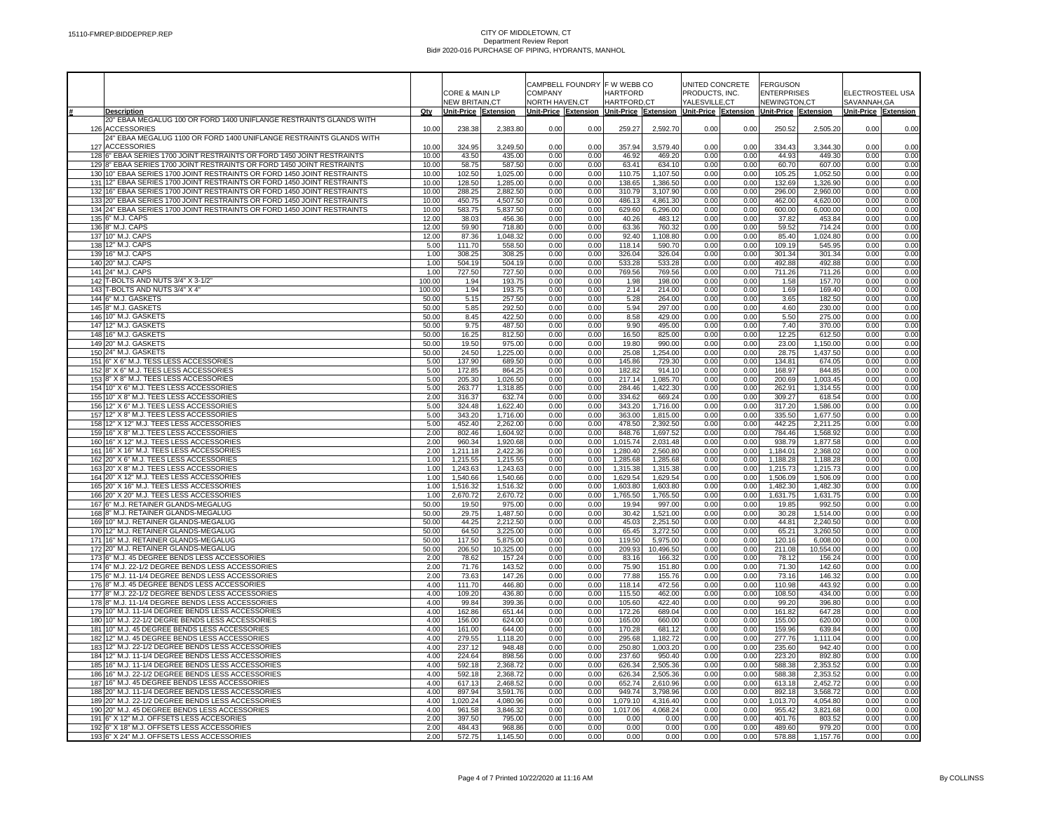15110-FMREP:BIDDEPREP.REP

# CITY OF MIDDLETOWN, CT
## Department Review Report
### Bid# 2020-016 PURCHASE OF PIPING, HYDRANTS, MANHOL

| # | Description | Qty | CORE & MAIN LP NEW BRITAIN,CT Unit-Price | Extension | CAMPBELL FOUNDRY COMPANY NORTH HAVEN,CT Unit-Price | Extension | F W WEBB CO HARTFORD HARTFORD,CT Unit-Price | Extension | UNITED CONCRETE PRODUCTS, INC. YALESVILLE,CT Unit-Price | Extension | FERGUSON ENTERPRISES NEWINGTON,CT Unit-Price | Extension | ELECTROSTEEL USA SAVANNAH,GA Unit-Price | Extension |
|---|---|---|---|---|---|---|---|---|---|---|---|---|---|---|
| 126 | 20" EBAA MEGALUG 100 OR FORD 1400 UNIFLANGE RESTRAINTS GLANDS WITH ACCESSORIES | 10.00 | 238.38 | 2,383.80 | 0.00 | 0.00 | 259.27 | 2,592.70 | 0.00 | 0.00 | 250.52 | 2,505.20 | 0.00 | 0.00 |
| 127 | 24" EBAA MEGALUG 1100 OR FORD 1400 UNIFLANGE RESTRAINTS GLANDS WITH ACCESSORIES | 10.00 | 324.95 | 3,249.50 | 0.00 | 0.00 | 357.94 | 3,579.40 | 0.00 | 0.00 | 334.43 | 3,344.30 | 0.00 | 0.00 |
| 128 | 6" EBAA SERIES 1700 JOINT RESTRAINTS OR FORD 1450 JOINT RESTRAINTS | 10.00 | 43.50 | 435.00 | 0.00 | 0.00 | 46.92 | 469.20 | 0.00 | 0.00 | 44.93 | 449.30 | 0.00 | 0.00 |
| 129 | 8" EBAA SERIES 1700 JOINT RESTRAINTS OR FORD 1450 JOINT RESTRAINTS | 10.00 | 58.75 | 587.50 | 0.00 | 0.00 | 63.41 | 634.10 | 0.00 | 0.00 | 60.70 | 607.00 | 0.00 | 0.00 |
| 130 | 10" EBAA SERIES 1700 JOINT RESTRAINTS OR FORD 1450 JOINT RESTRAINTS | 10.00 | 102.50 | 1,025.00 | 0.00 | 0.00 | 110.75 | 1,107.50 | 0.00 | 0.00 | 105.25 | 1,052.50 | 0.00 | 0.00 |
| 131 | 12" EBAA SERIES 1700 JOINT RESTRAINTS OR FORD 1450 JOINT RESTRAINTS | 10.00 | 128.50 | 1,285.00 | 0.00 | 0.00 | 138.65 | 1,386.50 | 0.00 | 0.00 | 132.69 | 1,326.90 | 0.00 | 0.00 |
| 132 | 16" EBAA SERIES 1700 JOINT RESTRAINTS OR FORD 1450 JOINT RESTRAINTS | 10.00 | 288.25 | 2,882.50 | 0.00 | 0.00 | 310.79 | 3,107.90 | 0.00 | 0.00 | 296.00 | 2,960.00 | 0.00 | 0.00 |
| 133 | 20" EBAA SERIES 1700 JOINT RESTRAINTS OR FORD 1450 JOINT RESTRAINTS | 10.00 | 450.75 | 4,507.50 | 0.00 | 0.00 | 486.13 | 4,861.30 | 0.00 | 0.00 | 462.00 | 4,620.00 | 0.00 | 0.00 |
| 134 | 24" EBAA SERIES 1700 JOINT RESTRAINTS OR FORD 1450 JOINT RESTRAINTS | 10.00 | 583.75 | 5,837.50 | 0.00 | 0.00 | 629.60 | 6,296.00 | 0.00 | 0.00 | 600.00 | 6,000.00 | 0.00 | 0.00 |
| 135 | 6" M.J. CAPS | 12.00 | 38.03 | 456.36 | 0.00 | 0.00 | 40.26 | 483.12 | 0.00 | 0.00 | 37.82 | 453.84 | 0.00 | 0.00 |
| 136 | 8" M.J. CAPS | 12.00 | 59.90 | 718.80 | 0.00 | 0.00 | 63.36 | 760.32 | 0.00 | 0.00 | 59.52 | 714.24 | 0.00 | 0.00 |
| 137 | 10" M.J. CAPS | 12.00 | 87.36 | 1,048.32 | 0.00 | 0.00 | 92.40 | 1,108.80 | 0.00 | 0.00 | 85.40 | 1,024.80 | 0.00 | 0.00 |
| 138 | 12" M.J. CAPS | 5.00 | 111.70 | 558.50 | 0.00 | 0.00 | 118.14 | 590.70 | 0.00 | 0.00 | 109.19 | 545.95 | 0.00 | 0.00 |
| 139 | 16" M.J. CAPS | 1.00 | 308.25 | 308.25 | 0.00 | 0.00 | 326.04 | 326.04 | 0.00 | 0.00 | 301.34 | 301.34 | 0.00 | 0.00 |
| 140 | 20" M.J. CAPS | 1.00 | 504.19 | 504.19 | 0.00 | 0.00 | 533.28 | 533.28 | 0.00 | 0.00 | 492.88 | 492.88 | 0.00 | 0.00 |
| 141 | 24" M.J. CAPS | 1.00 | 727.50 | 727.50 | 0.00 | 0.00 | 769.56 | 769.56 | 0.00 | 0.00 | 711.26 | 711.26 | 0.00 | 0.00 |
| 142 | T-BOLTS AND NUTS 3/4" X 3-1/2" | 100.00 | 1.94 | 193.75 | 0.00 | 0.00 | 1.98 | 198.00 | 0.00 | 0.00 | 1.58 | 157.70 | 0.00 | 0.00 |
| 143 | T-BOLTS AND NUTS 3/4" X 4" | 100.00 | 1.94 | 193.75 | 0.00 | 0.00 | 2.14 | 214.00 | 0.00 | 0.00 | 1.69 | 169.40 | 0.00 | 0.00 |
| 144 | 6" M.J. GASKETS | 50.00 | 5.15 | 257.50 | 0.00 | 0.00 | 5.28 | 264.00 | 0.00 | 0.00 | 3.65 | 182.50 | 0.00 | 0.00 |
| 145 | 8" M.J. GASKETS | 50.00 | 5.85 | 292.50 | 0.00 | 0.00 | 5.94 | 297.00 | 0.00 | 0.00 | 4.60 | 230.00 | 0.00 | 0.00 |
| 146 | 10" M.J. GASKETS | 50.00 | 8.45 | 422.50 | 0.00 | 0.00 | 8.58 | 429.00 | 0.00 | 0.00 | 5.50 | 275.00 | 0.00 | 0.00 |
| 147 | 12" M.J. GASKETS | 50.00 | 9.75 | 487.50 | 0.00 | 0.00 | 9.90 | 495.00 | 0.00 | 0.00 | 7.40 | 370.00 | 0.00 | 0.00 |
| 148 | 16" M.J. GASKETS | 50.00 | 16.25 | 812.50 | 0.00 | 0.00 | 16.50 | 825.00 | 0.00 | 0.00 | 12.25 | 612.50 | 0.00 | 0.00 |
| 149 | 20" M.J. GASKETS | 50.00 | 19.50 | 975.00 | 0.00 | 0.00 | 19.80 | 990.00 | 0.00 | 0.00 | 23.00 | 1,150.00 | 0.00 | 0.00 |
| 150 | 24" M.J. GASKETS | 50.00 | 24.50 | 1,225.00 | 0.00 | 0.00 | 25.08 | 1,254.00 | 0.00 | 0.00 | 28.75 | 1,437.50 | 0.00 | 0.00 |
| 151 | 6" X 6" M.J. TESS LESS ACCESSORIES | 5.00 | 137.90 | 689.50 | 0.00 | 0.00 | 145.86 | 729.30 | 0.00 | 0.00 | 134.81 | 674.05 | 0.00 | 0.00 |
| 152 | 8" X 6" M.J. TEES LESS ACCESSORIES | 5.00 | 172.85 | 864.25 | 0.00 | 0.00 | 182.82 | 914.10 | 0.00 | 0.00 | 168.97 | 844.85 | 0.00 | 0.00 |
| 153 | 8" X 8" M.J. TEES LESS ACCESSORIES | 5.00 | 205.30 | 1,026.50 | 0.00 | 0.00 | 217.14 | 1,085.70 | 0.00 | 0.00 | 200.69 | 1,003.45 | 0.00 | 0.00 |
| 154 | 10" X 6" M.J. TEES LESS ACCESSORIES | 5.00 | 263.77 | 1,318.85 | 0.00 | 0.00 | 284.46 | 1,422.30 | 0.00 | 0.00 | 262.91 | 1,314.55 | 0.00 | 0.00 |
| 155 | 10" X 8" M.J. TEES LESS ACCESSORIES | 2.00 | 316.37 | 632.74 | 0.00 | 0.00 | 334.62 | 669.24 | 0.00 | 0.00 | 309.27 | 618.54 | 0.00 | 0.00 |
| 156 | 12" X 6" M.J. TEES LESS ACCESSORIES | 5.00 | 324.48 | 1,622.40 | 0.00 | 0.00 | 343.20 | 1,716.00 | 0.00 | 0.00 | 317.20 | 1,586.00 | 0.00 | 0.00 |
| 157 | 12" X 8" M.J. TEES LESS ACCESSORIES | 5.00 | 343.20 | 1,716.00 | 0.00 | 0.00 | 363.00 | 1,815.00 | 0.00 | 0.00 | 335.50 | 1,677.50 | 0.00 | 0.00 |
| 158 | 12" X 12" M.J. TEES LESS ACCESSORIES | 5.00 | 452.40 | 2,262.00 | 0.00 | 0.00 | 478.50 | 2,392.50 | 0.00 | 0.00 | 442.25 | 2,211.25 | 0.00 | 0.00 |
| 159 | 16" X 8" M.J. TEES LESS ACCESSORIES | 2.00 | 802.46 | 1,604.92 | 0.00 | 0.00 | 848.76 | 1,697.52 | 0.00 | 0.00 | 784.46 | 1,568.92 | 0.00 | 0.00 |
| 160 | 16" X 12" M.J. TEES LESS ACCESSORIES | 2.00 | 960.34 | 1,920.68 | 0.00 | 0.00 | 1,015.74 | 2,031.48 | 0.00 | 0.00 | 938.79 | 1,877.58 | 0.00 | 0.00 |
| 161 | 16" X 16" M.J. TEES LESS ACCESSORIES | 2.00 | 1,211.18 | 2,422.36 | 0.00 | 0.00 | 1,280.40 | 2,560.80 | 0.00 | 0.00 | 1,184.01 | 2,368.02 | 0.00 | 0.00 |
| 162 | 20" X 6" M.J. TEES LESS ACCESSORIES | 1.00 | 1,215.55 | 1,215.55 | 0.00 | 0.00 | 1,285.68 | 1,285.68 | 0.00 | 0.00 | 1,188.28 | 1,188.28 | 0.00 | 0.00 |
| 163 | 20" X 8" M.J. TEES LESS ACCESSORIES | 1.00 | 1,243.63 | 1,243.63 | 0.00 | 0.00 | 1,315.38 | 1,315.38 | 0.00 | 0.00 | 1,215.73 | 1,215.73 | 0.00 | 0.00 |
| 164 | 20" X 12" M.J. TEES LESS ACCESSORIES | 1.00 | 1,540.66 | 1,540.66 | 0.00 | 0.00 | 1,629.54 | 1,629.54 | 0.00 | 0.00 | 1,506.09 | 1,506.09 | 0.00 | 0.00 |
| 165 | 20" X 16" M.J. TEES LESS ACCESSORIES | 1.00 | 1,516.32 | 1,516.32 | 0.00 | 0.00 | 1,603.80 | 1,603.80 | 0.00 | 0.00 | 1,482.30 | 1,482.30 | 0.00 | 0.00 |
| 166 | 20" X 20" M.J. TEES LESS ACCESSORIES | 1.00 | 2,670.72 | 2,670.72 | 0.00 | 0.00 | 1,765.50 | 1,765.50 | 0.00 | 0.00 | 1,631.75 | 1,631.75 | 0.00 | 0.00 |
| 167 | 6" M.J. RETAINER GLANDS-MEGALUG | 50.00 | 19.50 | 975.00 | 0.00 | 0.00 | 19.94 | 997.00 | 0.00 | 0.00 | 19.85 | 992.50 | 0.00 | 0.00 |
| 168 | 8" M.J. RETAINER GLANDS-MEGALUG | 50.00 | 29.75 | 1,487.50 | 0.00 | 0.00 | 30.42 | 1,521.00 | 0.00 | 0.00 | 30.28 | 1,514.00 | 0.00 | 0.00 |
| 169 | 10" M.J. RETAINER GLANDS-MEGALUG | 50.00 | 44.25 | 2,212.50 | 0.00 | 0.00 | 45.03 | 2,251.50 | 0.00 | 0.00 | 44.81 | 2,240.50 | 0.00 | 0.00 |
| 170 | 12" M.J. RETAINER GLANDS-MEGALUG | 50.00 | 64.50 | 3,225.00 | 0.00 | 0.00 | 65.45 | 3,272.50 | 0.00 | 0.00 | 65.21 | 3,260.50 | 0.00 | 0.00 |
| 171 | 16" M.J. RETAINER GLANDS-MEGALUG | 50.00 | 117.50 | 5,875.00 | 0.00 | 0.00 | 119.50 | 5,975.00 | 0.00 | 0.00 | 120.16 | 6,008.00 | 0.00 | 0.00 |
| 172 | 20" M.J. RETAINER GLANDS-MEGALUG | 50.00 | 206.50 | 10,325.00 | 0.00 | 0.00 | 209.93 | 10,496.50 | 0.00 | 0.00 | 211.08 | 10,554.00 | 0.00 | 0.00 |
| 173 | 6" M.J. 45 DEGREE BENDS LESS ACCESSORIES | 2.00 | 78.62 | 157.24 | 0.00 | 0.00 | 83.16 | 166.32 | 0.00 | 0.00 | 78.12 | 156.24 | 0.00 | 0.00 |
| 174 | 6" M.J. 22-1/2 DEGREE BENDS LESS ACCESSORIES | 2.00 | 71.76 | 143.52 | 0.00 | 0.00 | 75.90 | 151.80 | 0.00 | 0.00 | 71.30 | 142.60 | 0.00 | 0.00 |
| 175 | 6" M.J. 11-1/4 DEGREE BENDS LESS ACCESSORIES | 2.00 | 73.63 | 147.26 | 0.00 | 0.00 | 77.88 | 155.76 | 0.00 | 0.00 | 73.16 | 146.32 | 0.00 | 0.00 |
| 176 | 8" M.J. 45 DEGREE BENDS LESS ACCESSORIES | 4.00 | 111.70 | 446.80 | 0.00 | 0.00 | 118.14 | 472.56 | 0.00 | 0.00 | 110.98 | 443.92 | 0.00 | 0.00 |
| 177 | 8" M.J. 22-1/2 DEGREE BENDS LESS ACCESSORIES | 4.00 | 109.20 | 436.80 | 0.00 | 0.00 | 115.50 | 462.00 | 0.00 | 0.00 | 108.50 | 434.00 | 0.00 | 0.00 |
| 178 | 8" M.J. 11-1/4 DEGREE BENDS LESS ACCESSORIES | 4.00 | 99.84 | 399.36 | 0.00 | 0.00 | 105.60 | 422.40 | 0.00 | 0.00 | 99.20 | 396.80 | 0.00 | 0.00 |
| 179 | 10" M.J. 11-1/4 DEGREE BENDS LESS ACCESSORIES | 4.00 | 162.86 | 651.44 | 0.00 | 0.00 | 172.26 | 689.04 | 0.00 | 0.00 | 161.82 | 647.28 | 0.00 | 0.00 |
| 180 | 10" M.J. 22-1/2 DEGREE BENDS LESS ACCESSORIES | 4.00 | 156.00 | 624.00 | 0.00 | 0.00 | 165.00 | 660.00 | 0.00 | 0.00 | 155.00 | 620.00 | 0.00 | 0.00 |
| 181 | 10" M.J. 45 DEGREE BENDS LESS ACCESSORIES | 4.00 | 161.00 | 644.00 | 0.00 | 0.00 | 170.28 | 681.12 | 0.00 | 0.00 | 159.96 | 639.84 | 0.00 | 0.00 |
| 182 | 12" M.J. 45 DEGREE BENDS LESS ACCESSORIES | 4.00 | 279.55 | 1,118.20 | 0.00 | 0.00 | 295.68 | 1,182.72 | 0.00 | 0.00 | 277.76 | 1,111.04 | 0.00 | 0.00 |
| 183 | 12" M.J. 22-1/2 DEGREE BENDS LESS ACCESSORIES | 4.00 | 237.12 | 948.48 | 0.00 | 0.00 | 250.80 | 1,003.20 | 0.00 | 0.00 | 235.60 | 942.40 | 0.00 | 0.00 |
| 184 | 12" M.J. 11-1/4 DEGREE BENDS LESS ACCESSORIES | 4.00 | 224.64 | 898.56 | 0.00 | 0.00 | 237.60 | 950.40 | 0.00 | 0.00 | 223.20 | 892.80 | 0.00 | 0.00 |
| 185 | 16" M.J. 11-1/4 DEGREE BENDS LESS ACCESSORIES | 4.00 | 592.18 | 2,368.72 | 0.00 | 0.00 | 626.34 | 2,505.36 | 0.00 | 0.00 | 588.38 | 2,353.52 | 0.00 | 0.00 |
| 186 | 16" M.J. 22-1/2 DEGREE BENDS LESS ACCESSORIES | 4.00 | 592.18 | 2,368.72 | 0.00 | 0.00 | 626.34 | 2,505.36 | 0.00 | 0.00 | 588.38 | 2,353.52 | 0.00 | 0.00 |
| 187 | 16" M.J. 45 DEGREE BENDS LESS ACCESSORIES | 4.00 | 617.13 | 2,468.52 | 0.00 | 0.00 | 652.74 | 2,610.96 | 0.00 | 0.00 | 613.18 | 2,452.72 | 0.00 | 0.00 |
| 188 | 20" M.J. 11-1/4 DEGREE BENDS LESS ACCESSORIES | 4.00 | 897.94 | 3,591.76 | 0.00 | 0.00 | 949.74 | 3,798.96 | 0.00 | 0.00 | 892.18 | 3,568.72 | 0.00 | 0.00 |
| 189 | 20" M.J. 22-1/2 DEGREE BENDS LESS ACCESSORIES | 4.00 | 1,020.24 | 4,080.96 | 0.00 | 0.00 | 1,079.10 | 4,316.40 | 0.00 | 0.00 | 1,013.70 | 4,054.80 | 0.00 | 0.00 |
| 190 | 20" M.J. 45 DEGREE BENDS LESS ACCESSORIES | 4.00 | 961.58 | 3,846.32 | 0.00 | 0.00 | 1,017.06 | 4,068.24 | 0.00 | 0.00 | 955.42 | 3,821.68 | 0.00 | 0.00 |
| 191 | 6" X 12" M.J. OFFSETS LESS ACCESORIES | 2.00 | 397.50 | 795.00 | 0.00 | 0.00 | 0.00 | 0.00 | 0.00 | 0.00 | 401.76 | 803.52 | 0.00 | 0.00 |
| 192 | 6" X 18" M.J. OFFSETS LESS ACCESSORIES | 2.00 | 484.43 | 968.86 | 0.00 | 0.00 | 0.00 | 0.00 | 0.00 | 0.00 | 489.60 | 979.20 | 0.00 | 0.00 |
| 193 | 6" X 24" M.J. OFFSETS LESS ACCESSORIES | 2.00 | 572.75 | 1,145.50 | 0.00 | 0.00 | 0.00 | 0.00 | 0.00 | 0.00 | 578.88 | 1,157.76 | 0.00 | 0.00 |

Printed 10/22/2020 at 11:16 AM — By COLLINSS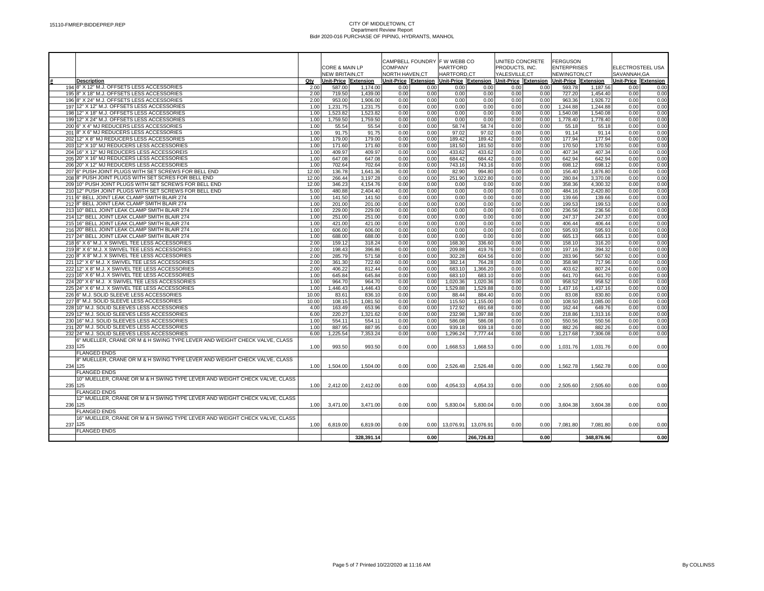CITY OF MIDDLETOWN, CT
Department Review Report
Bid# 2020-016 PURCHASE OF PIPING, HYDRANTS, MANHOL

| # | Description | Qty | CORE & MAIN LP NEW BRITAIN,CT Unit-Price | Extension | CAMPBELL FOUNDRY COMPANY NORTH HAVEN,CT Unit-Price | Extension | F W WEBB CO HARTFORD HARTFORD,CT Unit-Price | Extension | UNITED CONCRETE PRODUCTS, INC. YALESVILLE,CT Unit-Price | Extension | FERGUSON ENTERPRISES NEWINGTON,CT Unit-Price | Extension | ELECTROSTEEL USA SAVANNAH,GA Unit-Price | Extension |
|---|---|---|---|---|---|---|---|---|---|---|---|---|---|---|
| 194 | 8" X 12" M.J. OFFSETS LESS ACCESSORIES | 2.00 | 587.00 | 1,174.00 | 0.00 | 0.00 | 0.00 | 0.00 | 0.00 | 0.00 | 593.78 | 1,187.56 | 0.00 | 0.00 |
| 195 | 8" X 18" M.J. OFFSETS LESS ACCESSORIES | 2.00 | 719.50 | 1,439.00 | 0.00 | 0.00 | 0.00 | 0.00 | 0.00 | 0.00 | 727.20 | 1,454.40 | 0.00 | 0.00 |
| 196 | 8" X 24" M.J. OFFSETS LESS ACCESSORIES | 2.00 | 953.00 | 1,906.00 | 0.00 | 0.00 | 0.00 | 0.00 | 0.00 | 0.00 | 963.36 | 1,926.72 | 0.00 | 0.00 |
| 197 | 12" X 12" M.J. OFFSETS LESS ACCESSORIES | 1.00 | 1,231.75 | 1,231.75 | 0.00 | 0.00 | 0.00 | 0.00 | 0.00 | 0.00 | 1,244.88 | 1,244.88 | 0.00 | 0.00 |
| 198 | 12" X 18" M.J. OFFSETS LESS ACCESSORIES | 1.00 | 1,523.82 | 1,523.82 | 0.00 | 0.00 | 0.00 | 0.00 | 0.00 | 0.00 | 1,540.08 | 1,540.08 | 0.00 | 0.00 |
| 199 | 12" X 24" M.J. OFFSETS LESS ACCESSORIES | 1.00 | 1,759.50 | 1,759.50 | 0.00 | 0.00 | 0.00 | 0.00 | 0.00 | 0.00 | 1,778.40 | 1,778.40 | 0.00 | 0.00 |
| 200 | 6" X 4" MJ REDUCERS LESS ACCESSORIES | 1.00 | 55.54 | 55.54 | 0.00 | 0.00 | 58.74 | 58.74 | 0.00 | 0.00 | 55.18 | 55.18 | 0.00 | 0.00 |
| 201 | 8" X 6" MJ REDUCERS LESS ACCESSORIES | 1.00 | 91.75 | 91.75 | 0.00 | 0.00 | 97.02 | 97.02 | 0.00 | 0.00 | 91.14 | 91.14 | 0.00 | 0.00 |
| 202 | 12" X 8" MJ REDUCERS LESS ACCESSORIES | 1.00 | 179.00 | 179.00 | 0.00 | 0.00 | 189.42 | 189.42 | 0.00 | 0.00 | 177.94 | 177.94 | 0.00 | 0.00 |
| 203 | 12" X 10" MJ REDUCERS LESS ACCESSORIES | 1.00 | 171.60 | 171.60 | 0.00 | 0.00 | 181.50 | 181.50 | 0.00 | 0.00 | 170.50 | 170.50 | 0.00 | 0.00 |
| 204 | 16" X 12" MJ REDUCERS LESS ACCESSOREIS | 1.00 | 409.97 | 409.97 | 0.00 | 0.00 | 433.62 | 433.62 | 0.00 | 0.00 | 407.34 | 407.34 | 0.00 | 0.00 |
| 205 | 20" X 16" MJ REDUCERS LESS ACCESSORIES | 1.00 | 647.08 | 647.08 | 0.00 | 0.00 | 684.42 | 684.42 | 0.00 | 0.00 | 642.94 | 642.94 | 0.00 | 0.00 |
| 206 | 20" X 12" MJ REDUCERS LESS ACCESSORIES | 1.00 | 702.64 | 702.64 | 0.00 | 0.00 | 743.16 | 743.16 | 0.00 | 0.00 | 698.12 | 698.12 | 0.00 | 0.00 |
| 207 | 6" PUSH JOINT PLUGS WITH SET SCREWS FOR BELL END | 12.00 | 136.78 | 1,641.36 | 0.00 | 0.00 | 82.90 | 994.80 | 0.00 | 0.00 | 156.40 | 1,876.80 | 0.00 | 0.00 |
| 208 | 8" PUSH JOINT PLUGS WITH SET SCRES FOR BELL END | 12.00 | 266.44 | 3,197.28 | 0.00 | 0.00 | 251.90 | 3,022.80 | 0.00 | 0.00 | 280.84 | 3,370.08 | 0.00 | 0.00 |
| 209 | 10" PUSH JOINT PLUGS WITH SET SCREWS FOR BELL END | 12.00 | 346.23 | 4,154.76 | 0.00 | 0.00 | 0.00 | 0.00 | 0.00 | 0.00 | 358.36 | 4,300.32 | 0.00 | 0.00 |
| 210 | 12" PUSH JOINT PLUGS WITH SET SCREWS FOR BELL END | 5.00 | 480.88 | 2,404.40 | 0.00 | 0.00 | 0.00 | 0.00 | 0.00 | 0.00 | 484.16 | 2,420.80 | 0.00 | 0.00 |
| 211 | 6" BELL JOINT LEAK CLAMP SMITH BLAIR 274 | 1.00 | 141.50 | 141.50 | 0.00 | 0.00 | 0.00 | 0.00 | 0.00 | 0.00 | 139.66 | 139.66 | 0.00 | 0.00 |
| 212 | 8" BELL JOINT LEAK CLAMP SMITH BLAIR 274 | 1.00 | 201.00 | 201.00 | 0.00 | 0.00 | 0.00 | 0.00 | 0.00 | 0.00 | 199.53 | 199.53 | 0.00 | 0.00 |
| 213 | 10" BELL JOINT LEAK CLAMP SMITH BLAIR 274 | 1.00 | 229.00 | 229.00 | 0.00 | 0.00 | 0.00 | 0.00 | 0.00 | 0.00 | 236.56 | 236.56 | 0.00 | 0.00 |
| 214 | 12" BELL JOINT LEAK CLAMP SMITH BLAIR 274 | 1.00 | 251.00 | 251.00 | 0.00 | 0.00 | 0.00 | 0.00 | 0.00 | 0.00 | 247.37 | 247.37 | 0.00 | 0.00 |
| 215 | 16" BELL JOINT LEAK CLAMP SMITH BLAIR 274 | 1.00 | 421.00 | 421.00 | 0.00 | 0.00 | 0.00 | 0.00 | 0.00 | 0.00 | 406.44 | 406.44 | 0.00 | 0.00 |
| 216 | 20" BELL JOINT LEAK CLAMP SMITH BLAIR 274 | 1.00 | 606.00 | 606.00 | 0.00 | 0.00 | 0.00 | 0.00 | 0.00 | 0.00 | 595.93 | 595.93 | 0.00 | 0.00 |
| 217 | 24" BELL JOINT LEAK CLAMP SMITH BLAIR 274 | 1.00 | 688.00 | 688.00 | 0.00 | 0.00 | 0.00 | 0.00 | 0.00 | 0.00 | 665.13 | 665.13 | 0.00 | 0.00 |
| 218 | 6" X 6" M.J. X SWIVEL TEE LESS ACCESSORIES | 2.00 | 159.12 | 318.24 | 0.00 | 0.00 | 168.30 | 336.60 | 0.00 | 0.00 | 158.10 | 316.20 | 0.00 | 0.00 |
| 219 | 8" X 6" M.J. X SWIVEL TEE LESS ACCESSORIES | 2.00 | 198.43 | 396.86 | 0.00 | 0.00 | 209.88 | 419.76 | 0.00 | 0.00 | 197.16 | 394.32 | 0.00 | 0.00 |
| 220 | 8" X 8" M.J. X SWIVEL TEE LESS ACCESSORIES | 2.00 | 285.79 | 571.58 | 0.00 | 0.00 | 302.28 | 604.56 | 0.00 | 0.00 | 283.96 | 567.92 | 0.00 | 0.00 |
| 221 | 12" X 6" M.J. X SWIVEL TEE LESS ACCESSORIES | 2.00 | 361.30 | 722.60 | 0.00 | 0.00 | 382.14 | 764.28 | 0.00 | 0.00 | 358.98 | 717.96 | 0.00 | 0.00 |
| 222 | 12" X 8" M.J. X SWIVEL TEE LESS ACCESSORIES | 2.00 | 406.22 | 812.44 | 0.00 | 0.00 | 683.10 | 1,366.20 | 0.00 | 0.00 | 403.62 | 807.24 | 0.00 | 0.00 |
| 223 | 16" X 6" M.J. X SWIVEL TEE LESS ACCESSORIES | 1.00 | 645.84 | 645.84 | 0.00 | 0.00 | 683.10 | 683.10 | 0.00 | 0.00 | 641.70 | 641.70 | 0.00 | 0.00 |
| 224 | 20" X 6" M.J. X SWIVEL TEE LESS ACCESSORIES | 1.00 | 964.70 | 964.70 | 0.00 | 0.00 | 1,020.36 | 1,020.36 | 0.00 | 0.00 | 958.52 | 958.52 | 0.00 | 0.00 |
| 225 | 24" X 6" M.J. X SWIVEL TEE LESS ACCESSORIES | 1.00 | 1,446.43 | 1,446.43 | 0.00 | 0.00 | 1,529.88 | 1,529.88 | 0.00 | 0.00 | 1,437.16 | 1,437.16 | 0.00 | 0.00 |
| 226 | 6" M.J. SOLID SLEEVE LESS ACCESSORIES | 10.00 | 83.61 | 836.10 | 0.00 | 0.00 | 88.44 | 884.40 | 0.00 | 0.00 | 83.08 | 830.80 | 0.00 | 0.00 |
| 227 | 8" M.J. SOLID SLEEVE LESS ACCESSORIES | 10.00 | 108.15 | 1,081.50 | 0.00 | 0.00 | 115.50 | 1,155.00 | 0.00 | 0.00 | 108.50 | 1,085.00 | 0.00 | 0.00 |
| 228 | 10" M.J. SOLID SLEEVES LESS ACCESSORIES | 4.00 | 163.49 | 653.96 | 0.00 | 0.00 | 172.92 | 691.68 | 0.00 | 0.00 | 162.44 | 649.76 | 0.00 | 0.00 |
| 229 | 12" M.J. SOLID SLEEVES LESS ACCESSORIES | 6.00 | 220.27 | 1,321.62 | 0.00 | 0.00 | 232.98 | 1,397.88 | 0.00 | 0.00 | 218.86 | 1,313.16 | 0.00 | 0.00 |
| 230 | 16" M.J. SOLID SLEEVES LESS ACCESSORIES | 1.00 | 554.11 | 554.11 | 0.00 | 0.00 | 586.08 | 586.08 | 0.00 | 0.00 | 550.56 | 550.56 | 0.00 | 0.00 |
| 231 | 20" M.J. SOLID SLEEVES LESS ACCESSORIES | 1.00 | 887.95 | 887.95 | 0.00 | 0.00 | 939.18 | 939.18 | 0.00 | 0.00 | 882.26 | 882.26 | 0.00 | 0.00 |
| 232 | 24" M.J. SOLID SLEEVES LESS ACCESSORIES | 6.00 | 1,225.54 | 7,353.24 | 0.00 | 0.00 | 1,296.24 | 7,777.44 | 0.00 | 0.00 | 1,217.68 | 7,306.08 | 0.00 | 0.00 |
| 233 | 6" MUELLER, CRANE OR M & H SWING TYPE LEVER AND WEIGHT CHECK VALVE, CLASS 125 FLANGED ENDS | 1.00 | 993.50 | 993.50 | 0.00 | 0.00 | 1,668.53 | 1,668.53 | 0.00 | 0.00 | 1,031.76 | 1,031.76 | 0.00 | 0.00 |
| 234 | 8" MUELLER, CRANE OR M & H SWING TYPE LEVER AND WEIGHT CHECK VALVE, CLASS 125 FLANGED ENDS | 1.00 | 1,504.00 | 1,504.00 | 0.00 | 0.00 | 2,526.48 | 2,526.48 | 0.00 | 0.00 | 1,562.78 | 1,562.78 | 0.00 | 0.00 |
| 235 | 10" MUELLER, CRANE OR M & H SWING TYPE LEVER AND WEIGHT CHECK VALVE, CLASS 125 FLANGED ENDS | 1.00 | 2,412.00 | 2,412.00 | 0.00 | 0.00 | 4,054.33 | 4,054.33 | 0.00 | 0.00 | 2,505.60 | 2,505.60 | 0.00 | 0.00 |
| 236 | 12" MUELLER, CRANE OR M & H SWING TYPE LEVER AND WEIGHT CHECK VALVE, CLASS 125 FLANGED ENDS | 1.00 | 3,471.00 | 3,471.00 | 0.00 | 0.00 | 5,830.04 | 5,830.04 | 0.00 | 0.00 | 3,604.38 | 3,604.38 | 0.00 | 0.00 |
| 237 | 16" MUELLER, CRANE OR M & H SWING TYPE LEVER AND WEIGHT CHECK VALVE, CLASS 125 FLANGED ENDS | 1.00 | 6,819.00 | 6,819.00 | 0.00 | 0.00 | 13,076.91 | 13,076.91 | 0.00 | 0.00 | 7,081.80 | 7,081.80 | 0.00 | 0.00 |
| | | | | 328,391.14 | | 0.00 | | 266,726.83 | | 0.00 | | 348,876.96 | | 0.00 |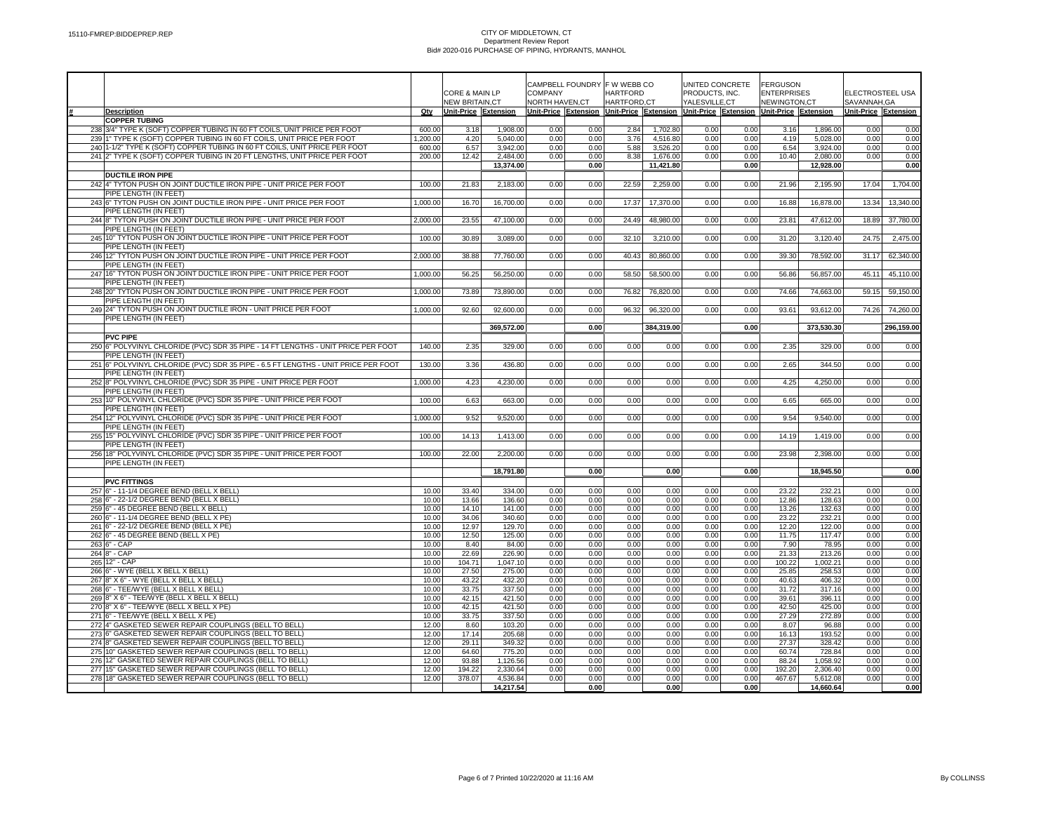CITY OF MIDDLETOWN, CT
Department Review Report
Bid# 2020-016 PURCHASE OF PIPING, HYDRANTS, MANHOL

| # | Description | Qty | CORE & MAIN LP NEW BRITAIN,CT Unit-Price | Extension | CAMPBELL FOUNDRY COMPANY NORTH HAVEN,CT Unit-Price | Extension | F W WEBB CO HARTFORD HARTFORD,CT Unit-Price | Extension | UNITED CONCRETE PRODUCTS, INC. YALESVILLE,CT Unit-Price | Extension | FERGUSON ENTERPRISES NEWINGTON,CT Unit-Price | Extension | ELECTROSTEEL USA SAVANNAH,GA Unit-Price | Extension |
|---|---|---|---|---|---|---|---|---|---|---|---|---|---|---|
| | **COPPER TUBING** | | | | | | | | | | | | | |
| 238 | 3/4" TYPE K (SOFT) COPPER TUBING IN 60 FT COILS, UNIT PRICE PER FOOT | 600.00 | 3.18 | 1,908.00 | 0.00 | 0.00 | 2.84 | 1,702.80 | 0.00 | 0.00 | 3.16 | 1,896.00 | 0.00 | 0.00 |
| 239 | 1" TYPE K (SOFT) COPPER TUBING IN 60 FT COILS, UNIT PRICE PER FOOT | 1,200.00 | 4.20 | 5,040.00 | 0.00 | 0.00 | 3.76 | 4,516.80 | 0.00 | 0.00 | 4.19 | 5,028.00 | 0.00 | 0.00 |
| 240 | 1-1/2" TYPE K (SOFT) COPPER TUBING IN 60 FT COILS, UNIT PRICE PER FOOT | 600.00 | 6.57 | 3,942.00 | 0.00 | 0.00 | 5.88 | 3,526.20 | 0.00 | 0.00 | 6.54 | 3,924.00 | 0.00 | 0.00 |
| 241 | 2" TYPE K (SOFT) COPPER TUBING IN 20 FT LENGTHS, UNIT PRICE PER FOOT | 200.00 | 12.42 | 2,484.00 | 0.00 | 0.00 | 8.38 | 1,676.00 | 0.00 | 0.00 | 10.40 | 2,080.00 | 0.00 | 0.00 |
| | | | | 13,374.00 | | 0.00 | | 11,421.80 | | 0.00 | | 12,928.00 | | 0.00 |
| | **DUCTILE IRON PIPE** | | | | | | | | | | | | | |
| 242 | 4" TYTON PUSH ON JOINT DUCTILE IRON PIPE - UNIT PRICE PER FOOT PIPE LENGTH (IN FEET) | 100.00 | 21.83 | 2,183.00 | 0.00 | 0.00 | 22.59 | 2,259.00 | 0.00 | 0.00 | 21.96 | 2,195.90 | 17.04 | 1,704.00 |
| 243 | 6" TYTON PUSH ON JOINT DUCTILE IRON PIPE - UNIT PRICE PER FOOT PIPE LENGTH (IN FEET) | 1,000.00 | 16.70 | 16,700.00 | 0.00 | 0.00 | 17.37 | 17,370.00 | 0.00 | 0.00 | 16.88 | 16,878.00 | 13.34 | 13,340.00 |
| 244 | 8" TYTON PUSH ON JOINT DUCTILE IRON PIPE - UNIT PRICE PER FOOT PIPE LENGTH (IN FEET) | 2,000.00 | 23.55 | 47,100.00 | 0.00 | 0.00 | 24.49 | 48,980.00 | 0.00 | 0.00 | 23.81 | 47,612.00 | 18.89 | 37,780.00 |
| 245 | 10" TYTON PUSH ON JOINT DUCTILE IRON PIPE - UNIT PRICE PER FOOT PIPE LENGTH (IN FEET) | 100.00 | 30.89 | 3,089.00 | 0.00 | 0.00 | 32.10 | 3,210.00 | 0.00 | 0.00 | 31.20 | 3,120.40 | 24.75 | 2,475.00 |
| 246 | 12" TYTON PUSH ON JOINT DUCTILE IRON PIPE - UNIT PRICE PER FOOT PIPE LENGTH (IN FEET) | 2,000.00 | 38.88 | 77,760.00 | 0.00 | 0.00 | 40.43 | 80,860.00 | 0.00 | 0.00 | 39.30 | 78,592.00 | 31.17 | 62,340.00 |
| 247 | 16" TYTON PUSH ON JOINT DUCTILE IRON PIPE - UNIT PRICE PER FOOT PIPE LENGTH (IN FEET) | 1,000.00 | 56.25 | 56,250.00 | 0.00 | 0.00 | 58.50 | 58,500.00 | 0.00 | 0.00 | 56.86 | 56,857.00 | 45.11 | 45,110.00 |
| 248 | 20" TYTON PUSH ON JOINT DUCTILE IRON PIPE - UNIT PRICE PER FOOT PIPE LENGTH (IN FEET) | 1,000.00 | 73.89 | 73,890.00 | 0.00 | 0.00 | 76.82 | 76,820.00 | 0.00 | 0.00 | 74.66 | 74,663.00 | 59.15 | 59,150.00 |
| 249 | 24" TYTON PUSH ON JOINT DUCTILE IRON - UNIT PRICE PER FOOT PIPE LENGTH (IN FEET) | 1,000.00 | 92.60 | 92,600.00 | 0.00 | 0.00 | 96.32 | 96,320.00 | 0.00 | 0.00 | 93.61 | 93,612.00 | 74.26 | 74,260.00 |
| | | | | 369,572.00 | | 0.00 | | 384,319.00 | | 0.00 | | 373,530.30 | | 296,159.00 |
| | **PVC PIPE** | | | | | | | | | | | | | |
| 250 | 6" POLYVINYL CHLORIDE (PVC) SDR 35 PIPE - 14 FT LENGTHS - UNIT PRICE PER FOOT PIPE LENGTH (IN FEET) | 140.00 | 2.35 | 329.00 | 0.00 | 0.00 | 0.00 | 0.00 | 0.00 | 0.00 | 2.35 | 329.00 | 0.00 | 0.00 |
| 251 | 6" POLYVINYL CHLORIDE (PVC) SDR 35 PIPE - 6.5 FT LENGTHS - UNIT PRICE PER FOOT PIPE LENGTH (IN FEET) | 130.00 | 3.36 | 436.80 | 0.00 | 0.00 | 0.00 | 0.00 | 0.00 | 0.00 | 2.65 | 344.50 | 0.00 | 0.00 |
| 252 | 8" POLYVINYL CHLORIDE (PVC) SDR 35 PIPE - UNIT PRICE PER FOOT PIPE LENGTH (IN FEET) | 1,000.00 | 4.23 | 4,230.00 | 0.00 | 0.00 | 0.00 | 0.00 | 0.00 | 0.00 | 4.25 | 4,250.00 | 0.00 | 0.00 |
| 253 | 10" POLYVINYL CHLORIDE (PVC) SDR 35 PIPE - UNIT PRICE PER FOOT PIPE LENGTH (IN FEET) | 100.00 | 6.63 | 663.00 | 0.00 | 0.00 | 0.00 | 0.00 | 0.00 | 0.00 | 6.65 | 665.00 | 0.00 | 0.00 |
| 254 | 12" POLYVINYL CHLORIDE (PVC) SDR 35 PIPE - UNIT PRICE PER FOOT PIPE LENGTH (IN FEET) | 1,000.00 | 9.52 | 9,520.00 | 0.00 | 0.00 | 0.00 | 0.00 | 0.00 | 0.00 | 9.54 | 9,540.00 | 0.00 | 0.00 |
| 255 | 15" POLYVINYL CHLORIDE (PVC) SDR 35 PIPE - UNIT PRICE PER FOOT PIPE LENGTH (IN FEET) | 100.00 | 14.13 | 1,413.00 | 0.00 | 0.00 | 0.00 | 0.00 | 0.00 | 0.00 | 14.19 | 1,419.00 | 0.00 | 0.00 |
| 256 | 18" POLYVINYL CHLORIDE (PVC) SDR 35 PIPE - UNIT PRICE PER FOOT PIPE LENGTH (IN FEET) | 100.00 | 22.00 | 2,200.00 | 0.00 | 0.00 | 0.00 | 0.00 | 0.00 | 0.00 | 23.98 | 2,398.00 | 0.00 | 0.00 |
| | | | | 18,791.80 | | 0.00 | | 0.00 | | 0.00 | | 18,945.50 | | 0.00 |
| | **PVC FITTINGS** | | | | | | | | | | | | | |
| 257 | 6" - 11-1/4 DEGREE BEND (BELL X BELL) | 10.00 | 33.40 | 334.00 | 0.00 | 0.00 | 0.00 | 0.00 | 0.00 | 0.00 | 23.22 | 232.21 | 0.00 | 0.00 |
| 258 | 6" - 22-1/2 DEGREE BEND (BELL X BELL) | 10.00 | 13.66 | 136.60 | 0.00 | 0.00 | 0.00 | 0.00 | 0.00 | 0.00 | 12.86 | 128.63 | 0.00 | 0.00 |
| 259 | 6" - 45 DEGREE BEND (BELL X BELL) | 10.00 | 14.10 | 141.00 | 0.00 | 0.00 | 0.00 | 0.00 | 0.00 | 0.00 | 13.26 | 132.63 | 0.00 | 0.00 |
| 260 | 6" - 11-1/4 DEGREE BEND (BELL X PE) | 10.00 | 34.06 | 340.60 | 0.00 | 0.00 | 0.00 | 0.00 | 0.00 | 0.00 | 23.22 | 232.21 | 0.00 | 0.00 |
| 261 | 6" - 22-1/2 DEGREE BEND (BELL X PE) | 10.00 | 12.97 | 129.70 | 0.00 | 0.00 | 0.00 | 0.00 | 0.00 | 0.00 | 12.20 | 122.00 | 0.00 | 0.00 |
| 262 | 6" - 45 DEGREE BEND (BELL X PE) | 10.00 | 12.50 | 125.00 | 0.00 | 0.00 | 0.00 | 0.00 | 0.00 | 0.00 | 11.75 | 117.47 | 0.00 | 0.00 |
| 263 | 6" - CAP | 10.00 | 8.40 | 84.00 | 0.00 | 0.00 | 0.00 | 0.00 | 0.00 | 0.00 | 7.90 | 78.95 | 0.00 | 0.00 |
| 264 | 8" - CAP | 10.00 | 22.69 | 226.90 | 0.00 | 0.00 | 0.00 | 0.00 | 0.00 | 0.00 | 21.33 | 213.26 | 0.00 | 0.00 |
| 265 | 12" - CAP | 10.00 | 104.71 | 1,047.10 | 0.00 | 0.00 | 0.00 | 0.00 | 0.00 | 0.00 | 100.22 | 1,002.21 | 0.00 | 0.00 |
| 266 | 6" - WYE (BELL X BELL X BELL) | 10.00 | 27.50 | 275.00 | 0.00 | 0.00 | 0.00 | 0.00 | 0.00 | 0.00 | 25.85 | 258.53 | 0.00 | 0.00 |
| 267 | 8" X 6" - WYE (BELL X BELL X BELL) | 10.00 | 43.22 | 432.20 | 0.00 | 0.00 | 0.00 | 0.00 | 0.00 | 0.00 | 40.63 | 406.32 | 0.00 | 0.00 |
| 268 | 6" - TEE/WYE (BELL X BELL X BELL) | 10.00 | 33.75 | 337.50 | 0.00 | 0.00 | 0.00 | 0.00 | 0.00 | 0.00 | 31.72 | 317.16 | 0.00 | 0.00 |
| 269 | 8" X 6" - TEE/WYE (BELL X BELL X BELL) | 10.00 | 42.15 | 421.50 | 0.00 | 0.00 | 0.00 | 0.00 | 0.00 | 0.00 | 39.61 | 396.11 | 0.00 | 0.00 |
| 270 | 8" X 6" - TEE/WYE (BELL X BELL X PE) | 10.00 | 42.15 | 421.50 | 0.00 | 0.00 | 0.00 | 0.00 | 0.00 | 0.00 | 42.50 | 425.00 | 0.00 | 0.00 |
| 271 | 6" - TEE/WYE (BELL X BELL X PE) | 10.00 | 33.75 | 337.50 | 0.00 | 0.00 | 0.00 | 0.00 | 0.00 | 0.00 | 27.29 | 272.89 | 0.00 | 0.00 |
| 272 | 4" GASKETED SEWER REPAIR COUPLINGS (BELL TO BELL) | 12.00 | 8.60 | 103.20 | 0.00 | 0.00 | 0.00 | 0.00 | 0.00 | 0.00 | 8.07 | 96.88 | 0.00 | 0.00 |
| 273 | 6" GASKETED SEWER REPAIR COUPLINGS (BELL TO BELL) | 12.00 | 17.14 | 205.68 | 0.00 | 0.00 | 0.00 | 0.00 | 0.00 | 0.00 | 16.13 | 193.52 | 0.00 | 0.00 |
| 274 | 8" GASKETED SEWER REPAIR COUPLINGS (BELL TO BELL) | 12.00 | 29.11 | 349.32 | 0.00 | 0.00 | 0.00 | 0.00 | 0.00 | 0.00 | 27.37 | 328.42 | 0.00 | 0.00 |
| 275 | 10" GASKETED SEWER REPAIR COUPLINGS (BELL TO BELL) | 12.00 | 64.60 | 775.20 | 0.00 | 0.00 | 0.00 | 0.00 | 0.00 | 0.00 | 60.74 | 728.84 | 0.00 | 0.00 |
| 276 | 12" GASKETED SEWER REPAIR COUPLINGS (BELL TO BELL) | 12.00 | 93.88 | 1,126.56 | 0.00 | 0.00 | 0.00 | 0.00 | 0.00 | 0.00 | 88.24 | 1,058.92 | 0.00 | 0.00 |
| 277 | 15" GASKETED SEWER REPAIR COUPLINGS (BELL TO BELL) | 12.00 | 194.22 | 2,330.64 | 0.00 | 0.00 | 0.00 | 0.00 | 0.00 | 0.00 | 192.20 | 2,306.40 | 0.00 | 0.00 |
| 278 | 18" GASKETED SEWER REPAIR COUPLINGS (BELL TO BELL) | 12.00 | 378.07 | 4,536.84 | 0.00 | 0.00 | 0.00 | 0.00 | 0.00 | 0.00 | 467.67 | 5,612.08 | 0.00 | 0.00 |
| | | | | 14,217.54 | | 0.00 | | 0.00 | | 0.00 | | 14,660.64 | | 0.00 |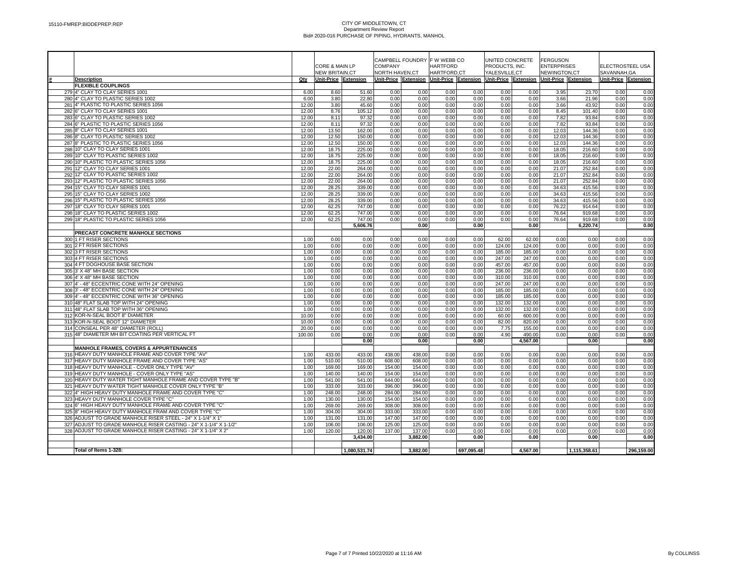CITY OF MIDDLETOWN, CT
Department Review Report
Bid# 2020-016 PURCHASE OF PIPING, HYDRANTS, MANHOL

| | | | CORE & MAIN LP NEW BRITAIN,CT | | CAMPBELL FOUNDRY COMPANY NORTH HAVEN,CT | | F W WEBB CO HARTFORD HARTFORD,CT | | UNITED CONCRETE PRODUCTS, INC. YALESVILLE,CT | | FERGUSON ENTERPRISES NEWINGTON,CT | | ELECTROSTEEL USA SAVANNAH,GA | |
|---|---|---|---|---|---|---|---|---|---|---|---|---|---|---|
| # | Description | Qty | Unit-Price | Extension | Unit-Price | Extension | Unit-Price | Extension | Unit-Price | Extension | Unit-Price | Extension | Unit-Price | Extension |
| | **FLEXIBLE COUPLINGS** | | | | | | | | | | | | | |
| 279 | 4" CLAY TO CLAY SERIES 1001 | 6.00 | 8.60 | 51.60 | 0.00 | 0.00 | 0.00 | 0.00 | 0.00 | 0.00 | 3.95 | 23.70 | 0.00 | 0.00 |
| 280 | 4" CLAY TO PLASTIC SERIES 1002 | 6.00 | 3.80 | 22.80 | 0.00 | 0.00 | 0.00 | 0.00 | 0.00 | 0.00 | 3.66 | 21.96 | 0.00 | 0.00 |
| 281 | 4" PLASTIC TO PLASTIC SERIES 1056 | 12.00 | 3.80 | 45.60 | 0.00 | 0.00 | 0.00 | 0.00 | 0.00 | 0.00 | 3.66 | 43.92 | 0.00 | 0.00 |
| 282 | 6" CLAY TO CLAY SERIES 1001 | 12.00 | 8.76 | 105.12 | 0.00 | 0.00 | 0.00 | 0.00 | 0.00 | 0.00 | 8.45 | 101.40 | 0.00 | 0.00 |
| 283 | 6" CLAY TO PLASTIC SERIES 1002 | 12.00 | 8.11 | 97.32 | 0.00 | 0.00 | 0.00 | 0.00 | 0.00 | 0.00 | 7.82 | 93.84 | 0.00 | 0.00 |
| 284 | 6" PLASTIC TO PLASTIC SERIES 1056 | 12.00 | 8.11 | 97.32 | 0.00 | 0.00 | 0.00 | 0.00 | 0.00 | 0.00 | 7.82 | 93.84 | 0.00 | 0.00 |
| 285 | 8" CLAY TO CLAY SERIES 1001 | 12.00 | 13.50 | 162.00 | 0.00 | 0.00 | 0.00 | 0.00 | 0.00 | 0.00 | 12.03 | 144.36 | 0.00 | 0.00 |
| 286 | 8" CLAY TO PLASTIC SERIES 1002 | 12.00 | 12.50 | 150.00 | 0.00 | 0.00 | 0.00 | 0.00 | 0.00 | 0.00 | 12.03 | 144.36 | 0.00 | 0.00 |
| 287 | 8" PLASTIC TO PLASTIC SERIES 1056 | 12.00 | 12.50 | 150.00 | 0.00 | 0.00 | 0.00 | 0.00 | 0.00 | 0.00 | 12.03 | 144.36 | 0.00 | 0.00 |
| 288 | 10" CLAY TO CLAY SERIES 1001 | 12.00 | 18.75 | 225.00 | 0.00 | 0.00 | 0.00 | 0.00 | 0.00 | 0.00 | 18.05 | 216.60 | 0.00 | 0.00 |
| 289 | 10" CLAY TO PLASTIC SERIES 1002 | 12.00 | 18.75 | 225.00 | 0.00 | 0.00 | 0.00 | 0.00 | 0.00 | 0.00 | 18.05 | 216.60 | 0.00 | 0.00 |
| 290 | 10" PLASTIC TO PLASTIC SERIES 1056 | 12.00 | 18.75 | 225.00 | 0.00 | 0.00 | 0.00 | 0.00 | 0.00 | 0.00 | 18.05 | 216.60 | 0.00 | 0.00 |
| 291 | 12" CLAY TO CLAY SERIES 1001 | 12.00 | 22.00 | 264.00 | 0.00 | 0.00 | 0.00 | 0.00 | 0.00 | 0.00 | 21.07 | 252.84 | 0.00 | 0.00 |
| 292 | 12" CLAY TO PLASTIC SERIES 1002 | 12.00 | 22.00 | 264.00 | 0.00 | 0.00 | 0.00 | 0.00 | 0.00 | 0.00 | 21.07 | 252.84 | 0.00 | 0.00 |
| 293 | 12" PLASTIC TO PLASTIC SERIES 1056 | 12.00 | 22.00 | 264.00 | 0.00 | 0.00 | 0.00 | 0.00 | 0.00 | 0.00 | 21.07 | 252.84 | 0.00 | 0.00 |
| 294 | 15" CLAY TO CLAY SERIES 1001 | 12.00 | 28.25 | 339.00 | 0.00 | 0.00 | 0.00 | 0.00 | 0.00 | 0.00 | 34.63 | 415.56 | 0.00 | 0.00 |
| 295 | 15" CLAY TO CLAY SERIES 1002 | 12.00 | 28.25 | 339.00 | 0.00 | 0.00 | 0.00 | 0.00 | 0.00 | 0.00 | 34.63 | 415.56 | 0.00 | 0.00 |
| 296 | 15" PLASTIC TO PLASTIC SERIES 1056 | 12.00 | 28.25 | 339.00 | 0.00 | 0.00 | 0.00 | 0.00 | 0.00 | 0.00 | 34.63 | 415.56 | 0.00 | 0.00 |
| 297 | 18" CLAY TO CLAY SERIES 1001 | 12.00 | 62.25 | 747.00 | 0.00 | 0.00 | 0.00 | 0.00 | 0.00 | 0.00 | 76.22 | 914.64 | 0.00 | 0.00 |
| 298 | 18" CLAY TO PLASTIC SERIES 1002 | 12.00 | 62.25 | 747.00 | 0.00 | 0.00 | 0.00 | 0.00 | 0.00 | 0.00 | 76.64 | 919.68 | 0.00 | 0.00 |
| 299 | 18" PLASTIC TO PLASTIC SERIES 1056 | 12.00 | 62.25 | 747.00 | 0.00 | 0.00 | 0.00 | 0.00 | 0.00 | 0.00 | 76.64 | 919.68 | 0.00 | 0.00 |
| | | | | **5,606.76** | | **0.00** | | **0.00** | | **0.00** | | **6,220.74** | | **0.00** |
| | **PRECAST CONCRETE MANHOLE SECTIONS** | | | | | | | | | | | | | |
| 300 | 1 FT RISER SECTIONS | 1.00 | 0.00 | 0.00 | 0.00 | 0.00 | 0.00 | 0.00 | 62.00 | 62.00 | 0.00 | 0.00 | 0.00 | 0.00 |
| 301 | 2 FT RISER SECTIONS | 1.00 | 0.00 | 0.00 | 0.00 | 0.00 | 0.00 | 0.00 | 124.00 | 124.00 | 0.00 | 0.00 | 0.00 | 0.00 |
| 302 | 3 FT RISER SECTIONS | 1.00 | 0.00 | 0.00 | 0.00 | 0.00 | 0.00 | 0.00 | 185.00 | 185.00 | 0.00 | 0.00 | 0.00 | 0.00 |
| 303 | 4 FT RISER SECTIONS | 1.00 | 0.00 | 0.00 | 0.00 | 0.00 | 0.00 | 0.00 | 247.00 | 247.00 | 0.00 | 0.00 | 0.00 | 0.00 |
| 304 | 4 FT DOGHOUSE BASE SECTION | 1.00 | 0.00 | 0.00 | 0.00 | 0.00 | 0.00 | 0.00 | 457.00 | 457.00 | 0.00 | 0.00 | 0.00 | 0.00 |
| 305 | 3' X 48" MH BASE SECTION | 1.00 | 0.00 | 0.00 | 0.00 | 0.00 | 0.00 | 0.00 | 236.00 | 236.00 | 0.00 | 0.00 | 0.00 | 0.00 |
| 306 | 4' X 48" MH BASE SECTION | 1.00 | 0.00 | 0.00 | 0.00 | 0.00 | 0.00 | 0.00 | 310.00 | 310.00 | 0.00 | 0.00 | 0.00 | 0.00 |
| 307 | 4' - 48" ECCENTRIC CONE WITH 24" OPENING | 1.00 | 0.00 | 0.00 | 0.00 | 0.00 | 0.00 | 0.00 | 247.00 | 247.00 | 0.00 | 0.00 | 0.00 | 0.00 |
| 308 | 3' - 48" ECCENTRIC CONE WITH 24" OPENING | 1.00 | 0.00 | 0.00 | 0.00 | 0.00 | 0.00 | 0.00 | 185.00 | 185.00 | 0.00 | 0.00 | 0.00 | 0.00 |
| 309 | 4' - 48" ECCENTRIC CONE WITH 36" OPENING | 1.00 | 0.00 | 0.00 | 0.00 | 0.00 | 0.00 | 0.00 | 185.00 | 185.00 | 0.00 | 0.00 | 0.00 | 0.00 |
| 310 | 48" FLAT SLAB TOP WITH 24" OPENING | 1.00 | 0.00 | 0.00 | 0.00 | 0.00 | 0.00 | 0.00 | 132.00 | 132.00 | 0.00 | 0.00 | 0.00 | 0.00 |
| 311 | 48" FLAT SLAB TOP WITH 36" OPENING | 1.00 | 0.00 | 0.00 | 0.00 | 0.00 | 0.00 | 0.00 | 132.00 | 132.00 | 0.00 | 0.00 | 0.00 | 0.00 |
| 312 | KOR-N-SEAL BOOT 8" DIAMETER | 10.00 | 0.00 | 0.00 | 0.00 | 0.00 | 0.00 | 0.00 | 60.00 | 600.00 | 0.00 | 0.00 | 0.00 | 0.00 |
| 313 | KOR-N-SEAL BOOT 12" DIAMETER | 10.00 | 0.00 | 0.00 | 0.00 | 0.00 | 0.00 | 0.00 | 82.00 | 820.00 | 0.00 | 0.00 | 0.00 | 0.00 |
| 314 | CONSEAL PER 48" DIAMETER (ROLL) | 20.00 | 0.00 | 0.00 | 0.00 | 0.00 | 0.00 | 0.00 | 7.75 | 155.00 | 0.00 | 0.00 | 0.00 | 0.00 |
| 315 | 48" DIAMETER MH BIT COATING PER VERTICAL FT | 100.00 | 0.00 | 0.00 | 0.00 | 0.00 | 0.00 | 0.00 | 4.90 | 490.00 | 0.00 | 0.00 | 0.00 | 0.00 |
| | | | | **0.00** | | **0.00** | | **0.00** | | **4,567.00** | | **0.00** | | **0.00** |
| | **MANHOLE FRAMES, COVERS & APPURTENANCES** | | | | | | | | | | | | | |
| 316 | HEAVY DUTY MANHOLE FRAME AND COVER TYPE "AV" | 1.00 | 433.00 | 433.00 | 438.00 | 438.00 | 0.00 | 0.00 | 0.00 | 0.00 | 0.00 | 0.00 | 0.00 | 0.00 |
| 317 | HEAVY DUTY MANHOLE FRAME AND COVER TYPE "AS" | 1.00 | 510.00 | 510.00 | 608.00 | 608.00 | 0.00 | 0.00 | 0.00 | 0.00 | 0.00 | 0.00 | 0.00 | 0.00 |
| 318 | HEAVY DUTY MANHOLE - COVER ONLY TYPE "AV" | 1.00 | 169.00 | 169.00 | 154.00 | 154.00 | 0.00 | 0.00 | 0.00 | 0.00 | 0.00 | 0.00 | 0.00 | 0.00 |
| 319 | HEAVY DUTY MANHOLE - COVER ONLY TYPE "AS" | 1.00 | 140.00 | 140.00 | 154.00 | 154.00 | 0.00 | 0.00 | 0.00 | 0.00 | 0.00 | 0.00 | 0.00 | 0.00 |
| 320 | HEAVY DUTY WATER TIGHT MANHOLE FRAME AND COVER TYPE "B" | 1.00 | 541.00 | 541.00 | 644.00 | 644.00 | 0.00 | 0.00 | 0.00 | 0.00 | 0.00 | 0.00 | 0.00 | 0.00 |
| 321 | HEAVY DUTY WATER TIGHT MANHOLE COVER ONLY TYPE "B" | 1.00 | 333.00 | 333.00 | 396.00 | 396.00 | 0.00 | 0.00 | 0.00 | 0.00 | 0.00 | 0.00 | 0.00 | 0.00 |
| 322 | 4" HIGH HEAVY DUTY MANHOLE FRAME AND COVER TYPE "C" | 1.00 | 248.00 | 248.00 | 284.00 | 284.00 | 0.00 | 0.00 | 0.00 | 0.00 | 0.00 | 0.00 | 0.00 | 0.00 |
| 323 | HEAVY DUTY MANHOLE COVER TYPE "C" | 1.00 | 130.00 | 130.00 | 154.00 | 154.00 | 0.00 | 0.00 | 0.00 | 0.00 | 0.00 | 0.00 | 0.00 | 0.00 |
| 324 | 6" HIGH HEAVY DUTY MANHOLE FRAME AND COVER TYPE "C" | 1.00 | 269.00 | 269.00 | 308.00 | 308.00 | 0.00 | 0.00 | 0.00 | 0.00 | 0.00 | 0.00 | 0.00 | 0.00 |
| 325 | 8" HIGH HEAVY DUTY MANHOLE FRAM AND COVER TYPE "C" | 1.00 | 304.00 | 304.00 | 333.00 | 333.00 | 0.00 | 0.00 | 0.00 | 0.00 | 0.00 | 0.00 | 0.00 | 0.00 |
| 326 | ADJUST TO GRADE MANHOLE RISER STEEL - 24" X 1-1/4" X 1" | 1.00 | 131.00 | 131.00 | 147.00 | 147.00 | 0.00 | 0.00 | 0.00 | 0.00 | 0.00 | 0.00 | 0.00 | 0.00 |
| 327 | ADJUST TO GRADE MANHOLE RISER CASTING - 24" X 1-1/4" X 1-1/2" | 1.00 | 106.00 | 106.00 | 125.00 | 125.00 | 0.00 | 0.00 | 0.00 | 0.00 | 0.00 | 0.00 | 0.00 | 0.00 |
| 328 | ADJUST TO GRADE MANHOLE RISER CASTING - 24" X 1-1/4" X 2" | 1.00 | 120.00 | 120.00 | 137.00 | 137.00 | 0.00 | 0.00 | 0.00 | 0.00 | 0.00 | 0.00 | 0.00 | 0.00 |
| | | | | **3,434.00** | | **3,882.00** | | **0.00** | | **0.00** | | **0.00** | | **0.00** |
| | **Total of Items 1-328:** | | | **1,080,531.74** | | **3,882.00** | | **697,095.48** | | **4,567.00** | | **1,115,358.61** | | **296,159.00** |